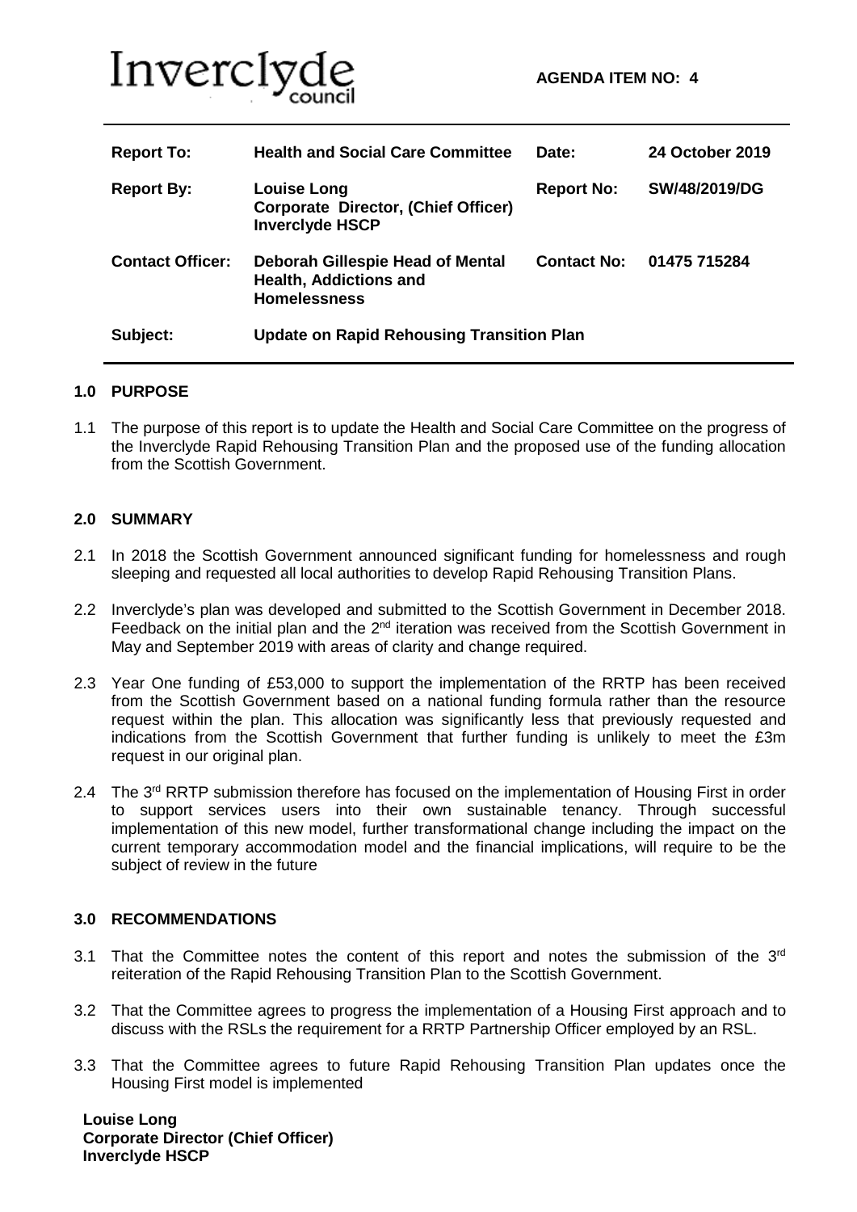Inverclyde council

**AGENDA ITEM NO: 4**

| | | | |
|---|---|---|---|
| **Report To:** | **Health and Social Care Committee** | **Date:** | **24 October 2019** |
| **Report By:** | **Louise Long Corporate Director, (Chief Officer) Inverclyde HSCP** | **Report No:** | **SW/48/2019/DG** |
| **Contact Officer:** | **Deborah Gillespie Head of Mental Health, Addictions and Homelessness** | **Contact No:** | **01475 715284** |
| **Subject:** | **Update on Rapid Rehousing Transition Plan** | | |

## 1.0 PURPOSE

1.1 The purpose of this report is to update the Health and Social Care Committee on the progress of the Inverclyde Rapid Rehousing Transition Plan and the proposed use of the funding allocation from the Scottish Government.

## 2.0 SUMMARY

2.1 In 2018 the Scottish Government announced significant funding for homelessness and rough sleeping and requested all local authorities to develop Rapid Rehousing Transition Plans.

2.2 Inverclyde's plan was developed and submitted to the Scottish Government in December 2018. Feedback on the initial plan and the 2nd iteration was received from the Scottish Government in May and September 2019 with areas of clarity and change required.

2.3 Year One funding of £53,000 to support the implementation of the RRTP has been received from the Scottish Government based on a national funding formula rather than the resource request within the plan. This allocation was significantly less that previously requested and indications from the Scottish Government that further funding is unlikely to meet the £3m request in our original plan.

2.4 The 3rd RRTP submission therefore has focused on the implementation of Housing First in order to support services users into their own sustainable tenancy. Through successful implementation of this new model, further transformational change including the impact on the current temporary accommodation model and the financial implications, will require to be the subject of review in the future

## 3.0 RECOMMENDATIONS

3.1 That the Committee notes the content of this report and notes the submission of the 3rd reiteration of the Rapid Rehousing Transition Plan to the Scottish Government.

3.2 That the Committee agrees to progress the implementation of a Housing First approach and to discuss with the RSLs the requirement for a RRTP Partnership Officer employed by an RSL.

3.3 That the Committee agrees to future Rapid Rehousing Transition Plan updates once the Housing First model is implemented

**Louise Long**
**Corporate Director (Chief Officer)**
**Inverclyde HSCP**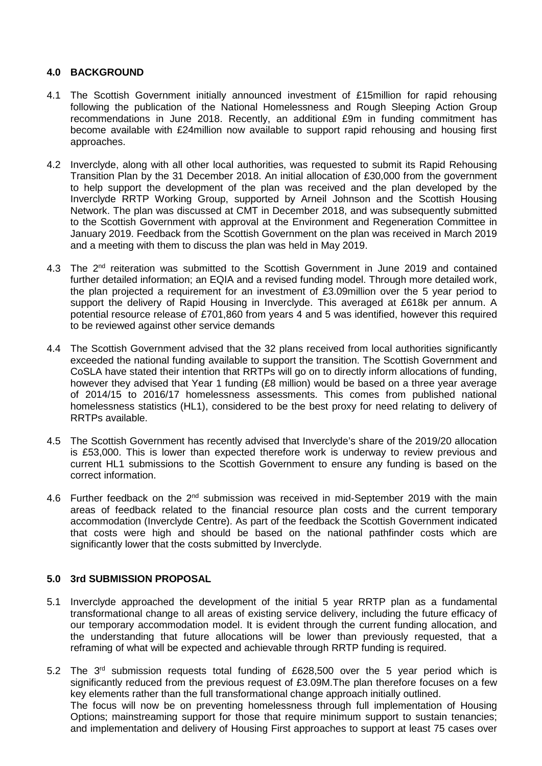## 4.0 BACKGROUND

4.1 The Scottish Government initially announced investment of £15million for rapid rehousing following the publication of the National Homelessness and Rough Sleeping Action Group recommendations in June 2018. Recently, an additional £9m in funding commitment has become available with £24million now available to support rapid rehousing and housing first approaches.

4.2 Inverclyde, along with all other local authorities, was requested to submit its Rapid Rehousing Transition Plan by the 31 December 2018. An initial allocation of £30,000 from the government to help support the development of the plan was received and the plan developed by the Inverclyde RRTP Working Group, supported by Arneil Johnson and the Scottish Housing Network. The plan was discussed at CMT in December 2018, and was subsequently submitted to the Scottish Government with approval at the Environment and Regeneration Committee in January 2019. Feedback from the Scottish Government on the plan was received in March 2019 and a meeting with them to discuss the plan was held in May 2019.

4.3 The 2nd reiteration was submitted to the Scottish Government in June 2019 and contained further detailed information; an EQIA and a revised funding model. Through more detailed work, the plan projected a requirement for an investment of £3.09million over the 5 year period to support the delivery of Rapid Housing in Inverclyde. This averaged at £618k per annum. A potential resource release of £701,860 from years 4 and 5 was identified, however this required to be reviewed against other service demands

4.4 The Scottish Government advised that the 32 plans received from local authorities significantly exceeded the national funding available to support the transition. The Scottish Government and CoSLA have stated their intention that RRTPs will go on to directly inform allocations of funding, however they advised that Year 1 funding (£8 million) would be based on a three year average of 2014/15 to 2016/17 homelessness assessments. This comes from published national homelessness statistics (HL1), considered to be the best proxy for need relating to delivery of RRTPs available.

4.5 The Scottish Government has recently advised that Inverclyde's share of the 2019/20 allocation is £53,000. This is lower than expected therefore work is underway to review previous and current HL1 submissions to the Scottish Government to ensure any funding is based on the correct information.

4.6 Further feedback on the 2nd submission was received in mid-September 2019 with the main areas of feedback related to the financial resource plan costs and the current temporary accommodation (Inverclyde Centre). As part of the feedback the Scottish Government indicated that costs were high and should be based on the national pathfinder costs which are significantly lower that the costs submitted by Inverclyde.

## 5.0 3rd SUBMISSION PROPOSAL

5.1 Inverclyde approached the development of the initial 5 year RRTP plan as a fundamental transformational change to all areas of existing service delivery, including the future efficacy of our temporary accommodation model. It is evident through the current funding allocation, and the understanding that future allocations will be lower than previously requested, that a reframing of what will be expected and achievable through RRTP funding is required.

5.2 The 3rd submission requests total funding of £628,500 over the 5 year period which is significantly reduced from the previous request of £3.09M.The plan therefore focuses on a few key elements rather than the full transformational change approach initially outlined.
The focus will now be on preventing homelessness through full implementation of Housing Options; mainstreaming support for those that require minimum support to sustain tenancies; and implementation and delivery of Housing First approaches to support at least 75 cases over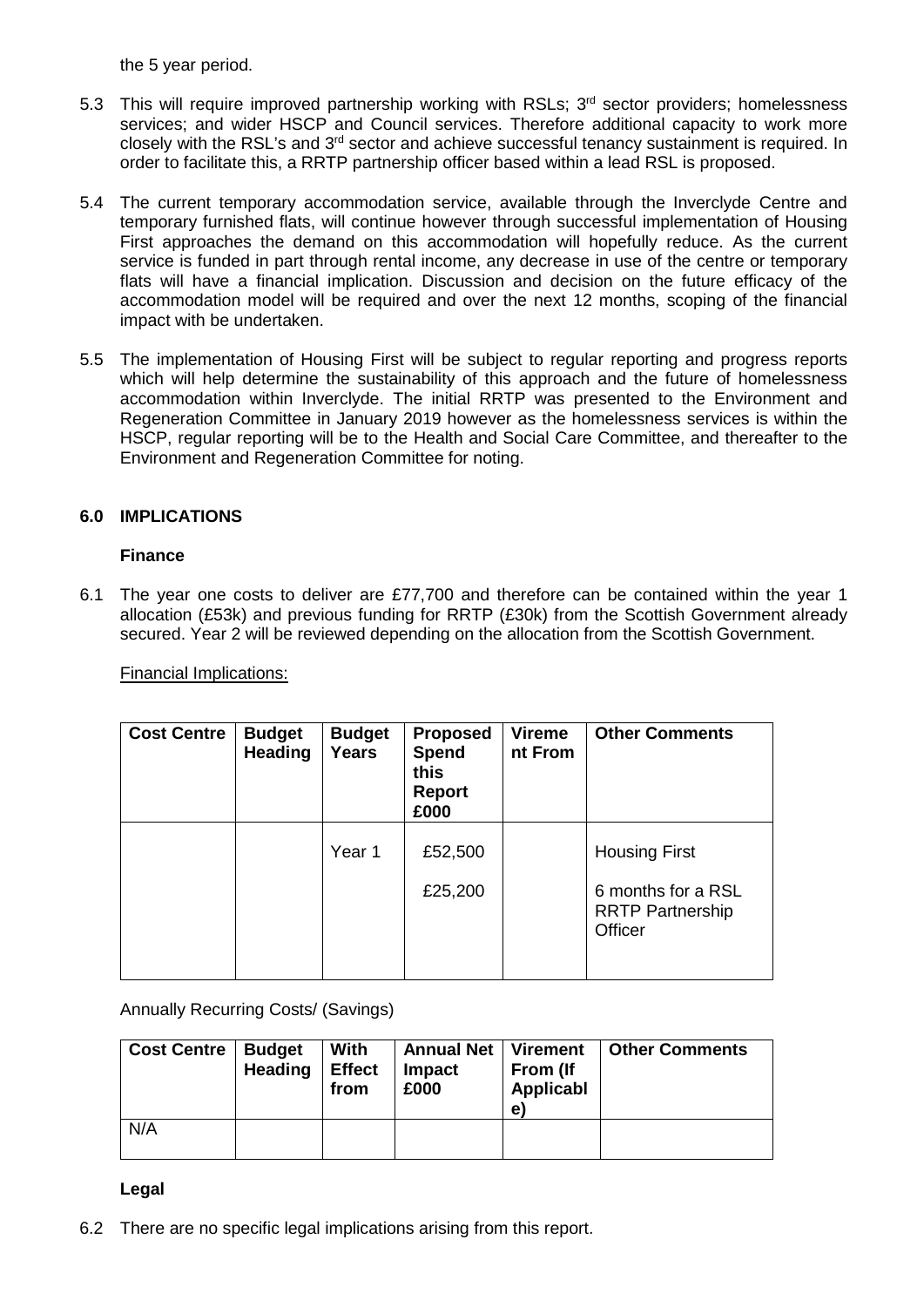the 5 year period.

5.3 This will require improved partnership working with RSLs; 3rd sector providers; homelessness services; and wider HSCP and Council services. Therefore additional capacity to work more closely with the RSL's and 3rd sector and achieve successful tenancy sustainment is required. In order to facilitate this, a RRTP partnership officer based within a lead RSL is proposed.

5.4 The current temporary accommodation service, available through the Inverclyde Centre and temporary furnished flats, will continue however through successful implementation of Housing First approaches the demand on this accommodation will hopefully reduce. As the current service is funded in part through rental income, any decrease in use of the centre or temporary flats will have a financial implication. Discussion and decision on the future efficacy of the accommodation model will be required and over the next 12 months, scoping of the financial impact with be undertaken.

5.5 The implementation of Housing First will be subject to regular reporting and progress reports which will help determine the sustainability of this approach and the future of homelessness accommodation within Inverclyde. The initial RRTP was presented to the Environment and Regeneration Committee in January 2019 however as the homelessness services is within the HSCP, regular reporting will be to the Health and Social Care Committee, and thereafter to the Environment and Regeneration Committee for noting.

## 6.0 IMPLICATIONS

**Finance**

6.1 The year one costs to deliver are £77,700 and therefore can be contained within the year 1 allocation (£53k) and previous funding for RRTP (£30k) from the Scottish Government already secured. Year 2 will be reviewed depending on the allocation from the Scottish Government.

Financial Implications:

| Cost Centre | Budget Heading | Budget Years | Proposed Spend this Report £000 | Virement From | Other Comments |
|---|---|---|---|---|---|
| | | Year 1 | £52,500 | | Housing First |
| | | | £25,200 | | 6 months for a RSL RRTP Partnership Officer |

Annually Recurring Costs/ (Savings)

| Cost Centre | Budget Heading | With Effect from | Annual Net Impact £000 | Virement From (If Applicable) | Other Comments |
|---|---|---|---|---|---|
| N/A | | | | | |

**Legal**

6.2 There are no specific legal implications arising from this report.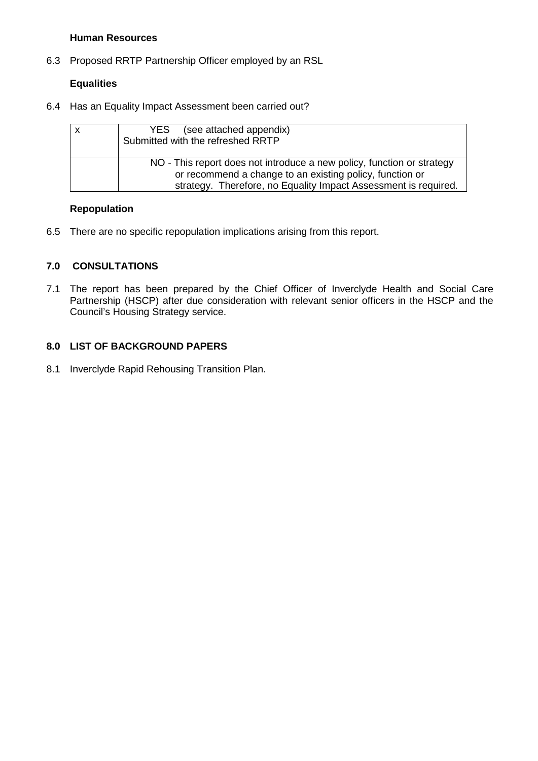**Human Resources**

6.3 Proposed RRTP Partnership Officer employed by an RSL

**Equalities**

6.4 Has an Equality Impact Assessment been carried out?

| | |
|---|---|
| x | YES (see attached appendix)<br>Submitted with the refreshed RRTP |
| | NO - This report does not introduce a new policy, function or strategy or recommend a change to an existing policy, function or strategy. Therefore, no Equality Impact Assessment is required. |

**Repopulation**

6.5 There are no specific repopulation implications arising from this report.

## 7.0 CONSULTATIONS

7.1 The report has been prepared by the Chief Officer of Inverclyde Health and Social Care Partnership (HSCP) after due consideration with relevant senior officers in the HSCP and the Council's Housing Strategy service.

## 8.0 LIST OF BACKGROUND PAPERS

8.1 Inverclyde Rapid Rehousing Transition Plan.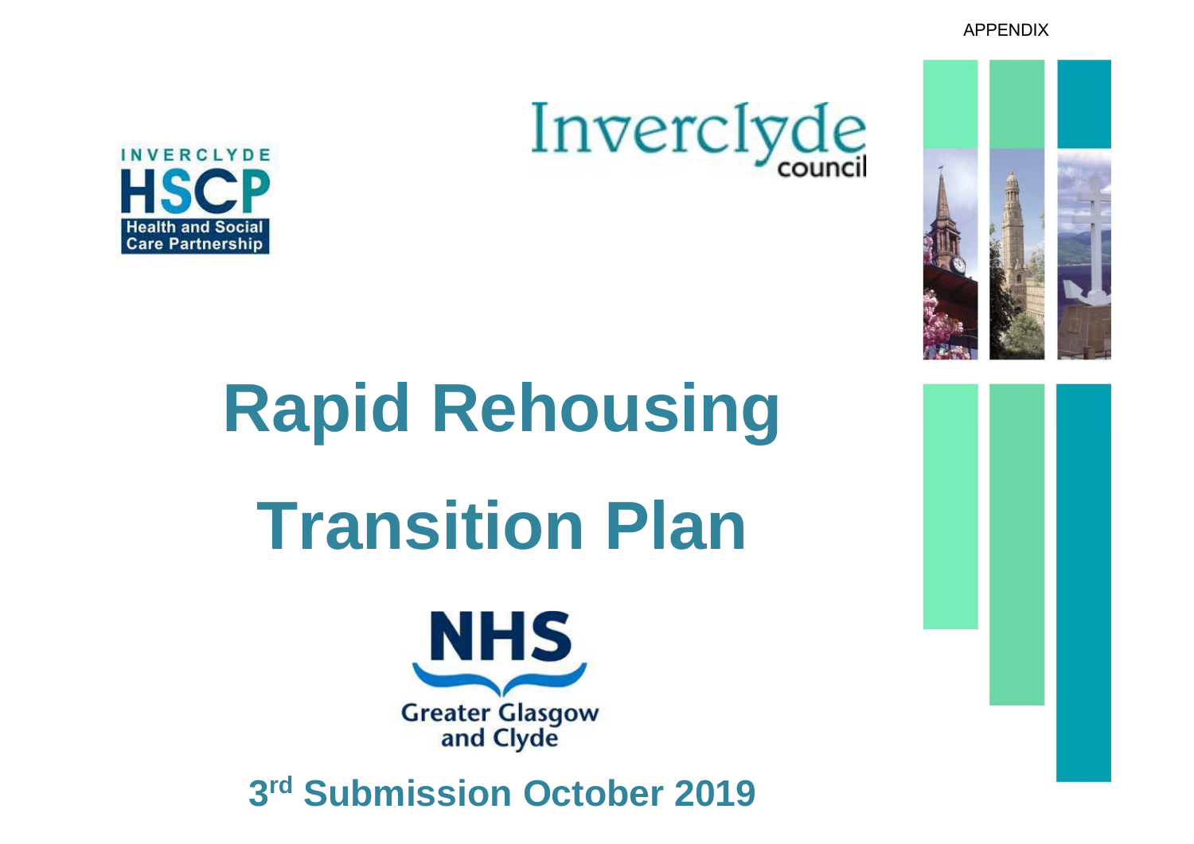APPENDIX

INVERCLYDE HSCP Health and Social Care Partnership

Inverclyde council

# Rapid Rehousing

# Transition Plan

NHS Greater Glasgow and Clyde

## 3rd Submission October 2019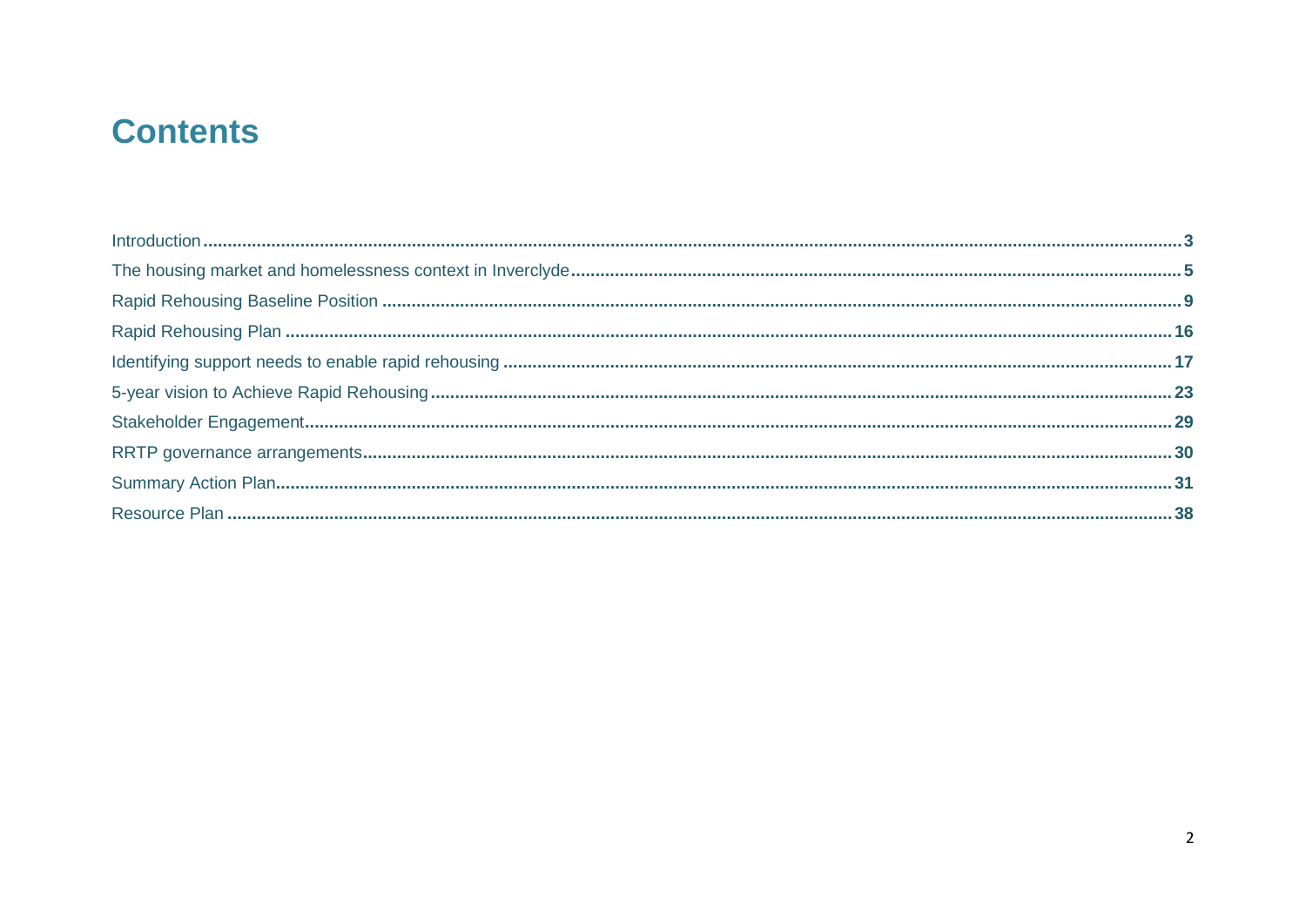# Contents

| | |
|---|---|
| Introduction | 3 |
| The housing market and homelessness context in Inverclyde | 5 |
| Rapid Rehousing Baseline Position | 9 |
| Rapid Rehousing Plan | 16 |
| Identifying support needs to enable rapid rehousing | 17 |
| 5-year vision to Achieve Rapid Rehousing | 23 |
| Stakeholder Engagement | 29 |
| RRTP governance arrangements | 30 |
| Summary Action Plan | 31 |
| Resource Plan | 38 |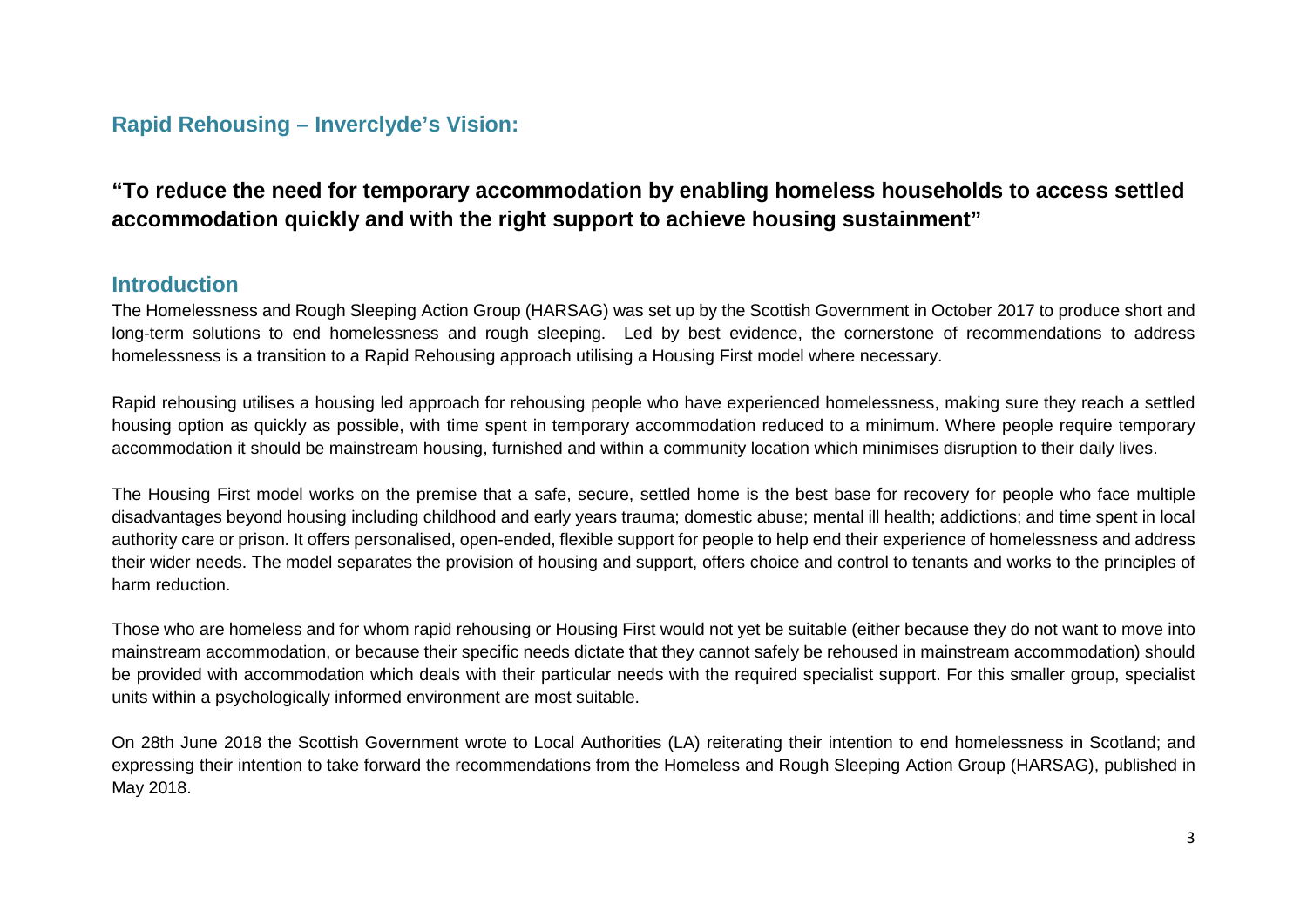## Rapid Rehousing – Inverclyde's Vision:

**"To reduce the need for temporary accommodation by enabling homeless households to access settled accommodation quickly and with the right support to achieve housing sustainment"**

## Introduction

The Homelessness and Rough Sleeping Action Group (HARSAG) was set up by the Scottish Government in October 2017 to produce short and long-term solutions to end homelessness and rough sleeping. Led by best evidence, the cornerstone of recommendations to address homelessness is a transition to a Rapid Rehousing approach utilising a Housing First model where necessary.

Rapid rehousing utilises a housing led approach for rehousing people who have experienced homelessness, making sure they reach a settled housing option as quickly as possible, with time spent in temporary accommodation reduced to a minimum. Where people require temporary accommodation it should be mainstream housing, furnished and within a community location which minimises disruption to their daily lives.

The Housing First model works on the premise that a safe, secure, settled home is the best base for recovery for people who face multiple disadvantages beyond housing including childhood and early years trauma; domestic abuse; mental ill health; addictions; and time spent in local authority care or prison. It offers personalised, open-ended, flexible support for people to help end their experience of homelessness and address their wider needs. The model separates the provision of housing and support, offers choice and control to tenants and works to the principles of harm reduction.

Those who are homeless and for whom rapid rehousing or Housing First would not yet be suitable (either because they do not want to move into mainstream accommodation, or because their specific needs dictate that they cannot safely be rehoused in mainstream accommodation) should be provided with accommodation which deals with their particular needs with the required specialist support. For this smaller group, specialist units within a psychologically informed environment are most suitable.

On 28th June 2018 the Scottish Government wrote to Local Authorities (LA) reiterating their intention to end homelessness in Scotland; and expressing their intention to take forward the recommendations from the Homeless and Rough Sleeping Action Group (HARSAG), published in May 2018.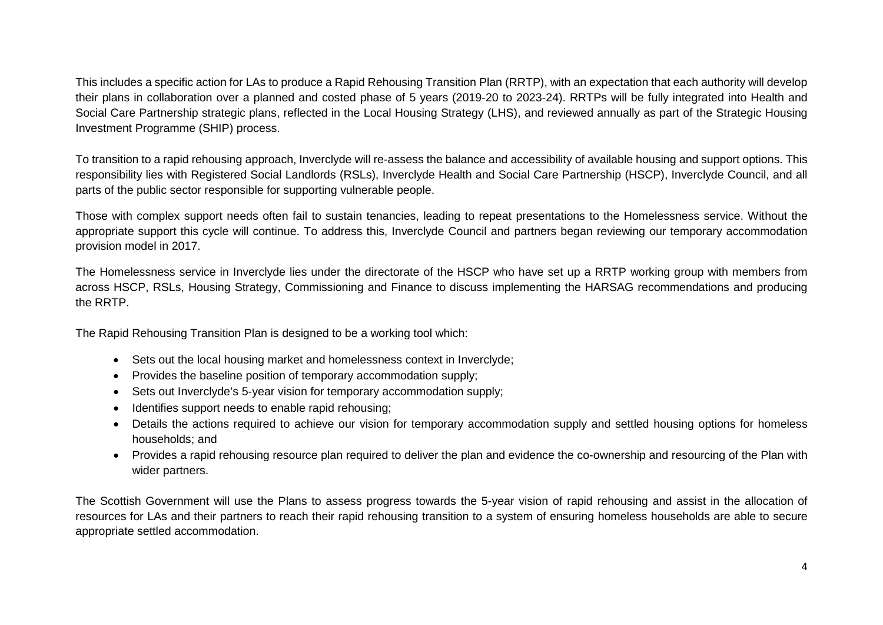This includes a specific action for LAs to produce a Rapid Rehousing Transition Plan (RRTP), with an expectation that each authority will develop their plans in collaboration over a planned and costed phase of 5 years (2019-20 to 2023-24). RRTPs will be fully integrated into Health and Social Care Partnership strategic plans, reflected in the Local Housing Strategy (LHS), and reviewed annually as part of the Strategic Housing Investment Programme (SHIP) process.

To transition to a rapid rehousing approach, Inverclyde will re-assess the balance and accessibility of available housing and support options. This responsibility lies with Registered Social Landlords (RSLs), Inverclyde Health and Social Care Partnership (HSCP), Inverclyde Council, and all parts of the public sector responsible for supporting vulnerable people.

Those with complex support needs often fail to sustain tenancies, leading to repeat presentations to the Homelessness service. Without the appropriate support this cycle will continue. To address this, Inverclyde Council and partners began reviewing our temporary accommodation provision model in 2017.

The Homelessness service in Inverclyde lies under the directorate of the HSCP who have set up a RRTP working group with members from across HSCP, RSLs, Housing Strategy, Commissioning and Finance to discuss implementing the HARSAG recommendations and producing the RRTP.

The Rapid Rehousing Transition Plan is designed to be a working tool which:

- Sets out the local housing market and homelessness context in Inverclyde;
- Provides the baseline position of temporary accommodation supply;
- Sets out Inverclyde's 5-year vision for temporary accommodation supply;
- Identifies support needs to enable rapid rehousing;
- Details the actions required to achieve our vision for temporary accommodation supply and settled housing options for homeless households; and
- Provides a rapid rehousing resource plan required to deliver the plan and evidence the co-ownership and resourcing of the Plan with wider partners.

The Scottish Government will use the Plans to assess progress towards the 5-year vision of rapid rehousing and assist in the allocation of resources for LAs and their partners to reach their rapid rehousing transition to a system of ensuring homeless households are able to secure appropriate settled accommodation.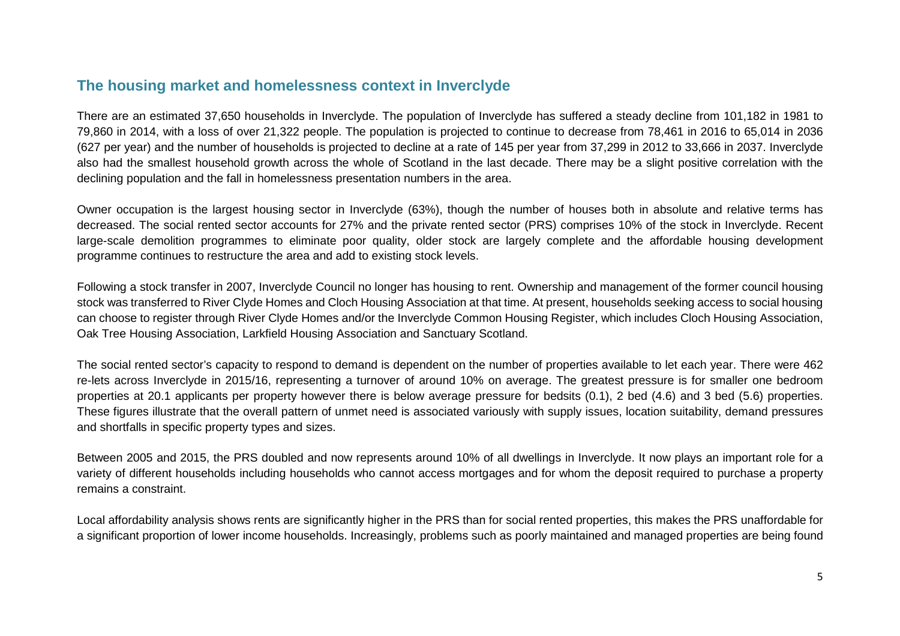## The housing market and homelessness context in Inverclyde

There are an estimated 37,650 households in Inverclyde. The population of Inverclyde has suffered a steady decline from 101,182 in 1981 to 79,860 in 2014, with a loss of over 21,322 people. The population is projected to continue to decrease from 78,461 in 2016 to 65,014 in 2036 (627 per year) and the number of households is projected to decline at a rate of 145 per year from 37,299 in 2012 to 33,666 in 2037. Inverclyde also had the smallest household growth across the whole of Scotland in the last decade. There may be a slight positive correlation with the declining population and the fall in homelessness presentation numbers in the area.

Owner occupation is the largest housing sector in Inverclyde (63%), though the number of houses both in absolute and relative terms has decreased. The social rented sector accounts for 27% and the private rented sector (PRS) comprises 10% of the stock in Inverclyde. Recent large-scale demolition programmes to eliminate poor quality, older stock are largely complete and the affordable housing development programme continues to restructure the area and add to existing stock levels.

Following a stock transfer in 2007, Inverclyde Council no longer has housing to rent. Ownership and management of the former council housing stock was transferred to River Clyde Homes and Cloch Housing Association at that time. At present, households seeking access to social housing can choose to register through River Clyde Homes and/or the Inverclyde Common Housing Register, which includes Cloch Housing Association, Oak Tree Housing Association, Larkfield Housing Association and Sanctuary Scotland.

The social rented sector's capacity to respond to demand is dependent on the number of properties available to let each year. There were 462 re-lets across Inverclyde in 2015/16, representing a turnover of around 10% on average. The greatest pressure is for smaller one bedroom properties at 20.1 applicants per property however there is below average pressure for bedsits (0.1), 2 bed (4.6) and 3 bed (5.6) properties. These figures illustrate that the overall pattern of unmet need is associated variously with supply issues, location suitability, demand pressures and shortfalls in specific property types and sizes.

Between 2005 and 2015, the PRS doubled and now represents around 10% of all dwellings in Inverclyde. It now plays an important role for a variety of different households including households who cannot access mortgages and for whom the deposit required to purchase a property remains a constraint.

Local affordability analysis shows rents are significantly higher in the PRS than for social rented properties, this makes the PRS unaffordable for a significant proportion of lower income households. Increasingly, problems such as poorly maintained and managed properties are being found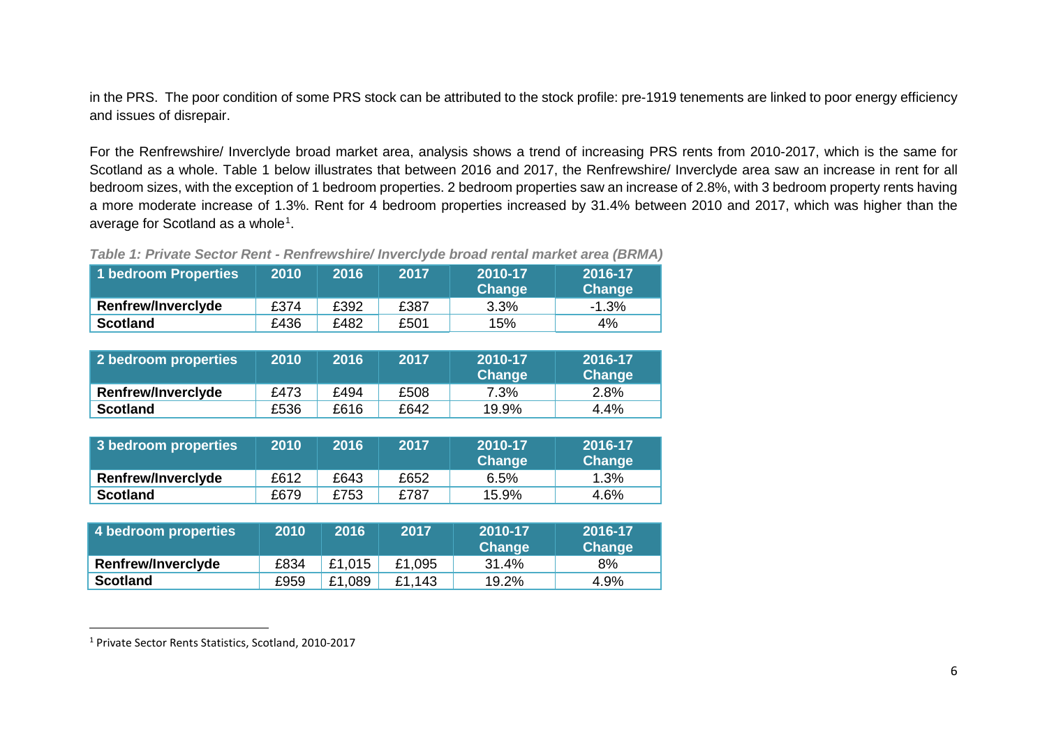in the PRS. The poor condition of some PRS stock can be attributed to the stock profile: pre-1919 tenements are linked to poor energy efficiency and issues of disrepair.

For the Renfrewshire/ Inverclyde broad market area, analysis shows a trend of increasing PRS rents from 2010-2017, which is the same for Scotland as a whole. Table 1 below illustrates that between 2016 and 2017, the Renfrewshire/ Inverclyde area saw an increase in rent for all bedroom sizes, with the exception of 1 bedroom properties. 2 bedroom properties saw an increase of 2.8%, with 3 bedroom property rents having a more moderate increase of 1.3%. Rent for 4 bedroom properties increased by 31.4% between 2010 and 2017, which was higher than the average for Scotland as a whole[1].

***Table 1: Private Sector Rent - Renfrewshire/ Inverclyde broad rental market area (BRMA)***

| 1 bedroom Properties | 2010 | 2016 | 2017 | 2010-17 Change | 2016-17 Change |
|---|---|---|---|---|---|
| **Renfrew/Inverclyde** | £374 | £392 | £387 | 3.3% | -1.3% |
| **Scotland** | £436 | £482 | £501 | 15% | 4% |

| 2 bedroom properties | 2010 | 2016 | 2017 | 2010-17 Change | 2016-17 Change |
|---|---|---|---|---|---|
| **Renfrew/Inverclyde** | £473 | £494 | £508 | 7.3% | 2.8% |
| **Scotland** | £536 | £616 | £642 | 19.9% | 4.4% |

| 3 bedroom properties | 2010 | 2016 | 2017 | 2010-17 Change | 2016-17 Change |
|---|---|---|---|---|---|
| **Renfrew/Inverclyde** | £612 | £643 | £652 | 6.5% | 1.3% |
| **Scotland** | £679 | £753 | £787 | 15.9% | 4.6% |

| 4 bedroom properties | 2010 | 2016 | 2017 | 2010-17 Change | 2016-17 Change |
|---|---|---|---|---|---|
| **Renfrew/Inverclyde** | £834 | £1,015 | £1,095 | 31.4% | 8% |
| **Scotland** | £959 | £1,089 | £1,143 | 19.2% | 4.9% |

[1] Private Sector Rents Statistics, Scotland, 2010-2017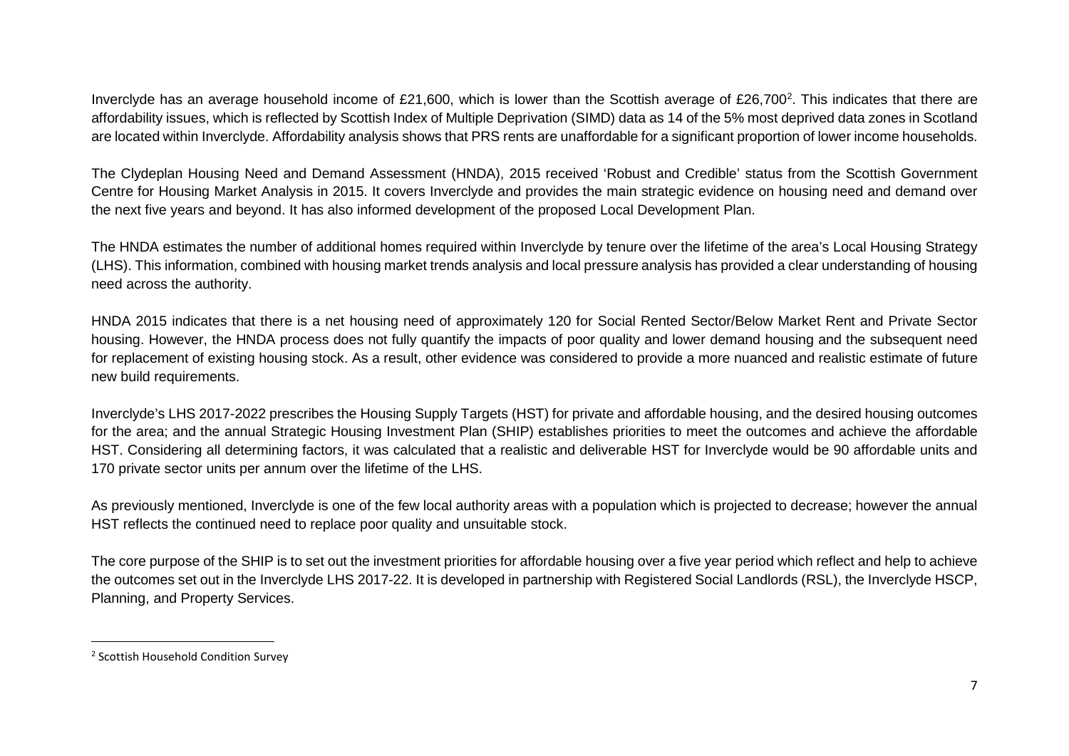Inverclyde has an average household income of £21,600, which is lower than the Scottish average of £26,700[2]. This indicates that there are affordability issues, which is reflected by Scottish Index of Multiple Deprivation (SIMD) data as 14 of the 5% most deprived data zones in Scotland are located within Inverclyde. Affordability analysis shows that PRS rents are unaffordable for a significant proportion of lower income households.

The Clydeplan Housing Need and Demand Assessment (HNDA), 2015 received 'Robust and Credible' status from the Scottish Government Centre for Housing Market Analysis in 2015. It covers Inverclyde and provides the main strategic evidence on housing need and demand over the next five years and beyond. It has also informed development of the proposed Local Development Plan.

The HNDA estimates the number of additional homes required within Inverclyde by tenure over the lifetime of the area's Local Housing Strategy (LHS). This information, combined with housing market trends analysis and local pressure analysis has provided a clear understanding of housing need across the authority.

HNDA 2015 indicates that there is a net housing need of approximately 120 for Social Rented Sector/Below Market Rent and Private Sector housing. However, the HNDA process does not fully quantify the impacts of poor quality and lower demand housing and the subsequent need for replacement of existing housing stock. As a result, other evidence was considered to provide a more nuanced and realistic estimate of future new build requirements.

Inverclyde's LHS 2017-2022 prescribes the Housing Supply Targets (HST) for private and affordable housing, and the desired housing outcomes for the area; and the annual Strategic Housing Investment Plan (SHIP) establishes priorities to meet the outcomes and achieve the affordable HST. Considering all determining factors, it was calculated that a realistic and deliverable HST for Inverclyde would be 90 affordable units and 170 private sector units per annum over the lifetime of the LHS.

As previously mentioned, Inverclyde is one of the few local authority areas with a population which is projected to decrease; however the annual HST reflects the continued need to replace poor quality and unsuitable stock.

The core purpose of the SHIP is to set out the investment priorities for affordable housing over a five year period which reflect and help to achieve the outcomes set out in the Inverclyde LHS 2017-22. It is developed in partnership with Registered Social Landlords (RSL), the Inverclyde HSCP, Planning, and Property Services.

---

[2] Scottish Household Condition Survey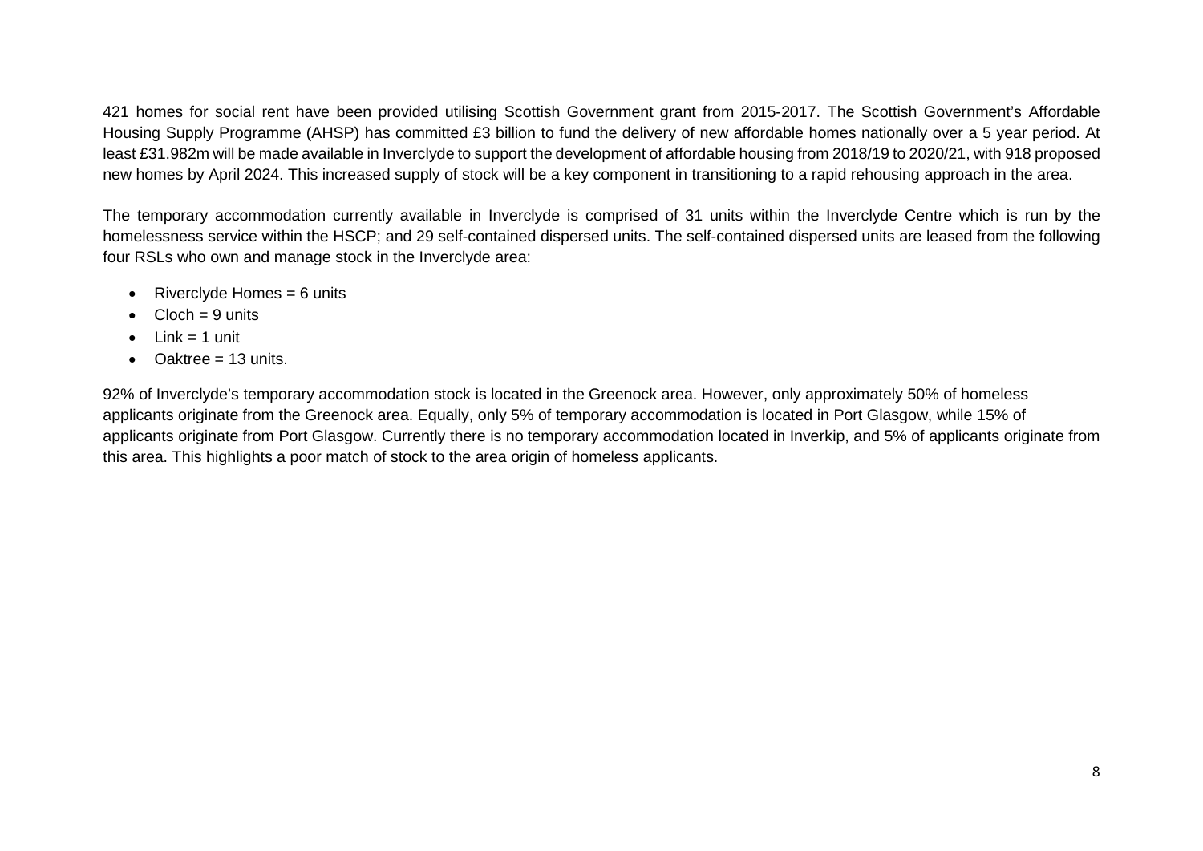421 homes for social rent have been provided utilising Scottish Government grant from 2015-2017. The Scottish Government's Affordable Housing Supply Programme (AHSP) has committed £3 billion to fund the delivery of new affordable homes nationally over a 5 year period. At least £31.982m will be made available in Inverclyde to support the development of affordable housing from 2018/19 to 2020/21, with 918 proposed new homes by April 2024. This increased supply of stock will be a key component in transitioning to a rapid rehousing approach in the area.

The temporary accommodation currently available in Inverclyde is comprised of 31 units within the Inverclyde Centre which is run by the homelessness service within the HSCP; and 29 self-contained dispersed units. The self-contained dispersed units are leased from the following four RSLs who own and manage stock in the Inverclyde area:

- Riverclyde Homes = 6 units
- Cloch = 9 units
- Link = 1 unit
- Oaktree = 13 units.

92% of Inverclyde's temporary accommodation stock is located in the Greenock area. However, only approximately 50% of homeless applicants originate from the Greenock area. Equally, only 5% of temporary accommodation is located in Port Glasgow, while 15% of applicants originate from Port Glasgow. Currently there is no temporary accommodation located in Inverkip, and 5% of applicants originate from this area. This highlights a poor match of stock to the area origin of homeless applicants.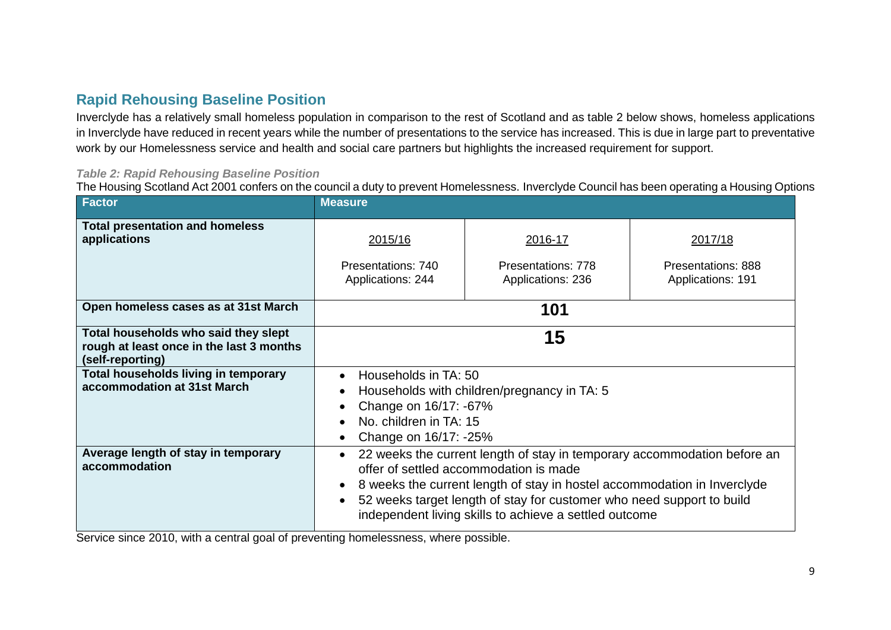## Rapid Rehousing Baseline Position

Inverclyde has a relatively small homeless population in comparison to the rest of Scotland and as table 2 below shows, homeless applications in Inverclyde have reduced in recent years while the number of presentations to the service has increased. This is due in large part to preventative work by our Homelessness service and health and social care partners but highlights the increased requirement for support.

*Table 2: Rapid Rehousing Baseline Position*

| Factor | Measure | | |
|---|---|---|---|
| **Total presentation and homeless applications** | 2015/16<br>Presentations: 740<br>Applications: 244 | 2016-17<br>Presentations: 778<br>Applications: 236 | 2017/18<br>Presentations: 888<br>Applications: 191 |
| **Open homeless cases as at 31st March** | **101** | | |
| **Total households who said they slept rough at least once in the last 3 months (self-reporting)** | **15** | | |
| **Total households living in temporary accommodation at 31st March** | • Households in TA: 50<br>• Households with children/pregnancy in TA: 5<br>• Change on 16/17: -67%<br>• No. children in TA: 15<br>• Change on 16/17: -25% | | |
| **Average length of stay in temporary accommodation** | • 22 weeks the current length of stay in temporary accommodation before an offer of settled accommodation is made<br>• 8 weeks the current length of stay in hostel accommodation in Inverclyde<br>• 52 weeks target length of stay for customer who need support to build independent living skills to achieve a settled outcome | | |

The Housing Scotland Act 2001 confers on the council a duty to prevent Homelessness. Inverclyde Council has been operating a Housing Options Service since 2010, with a central goal of preventing homelessness, where possible.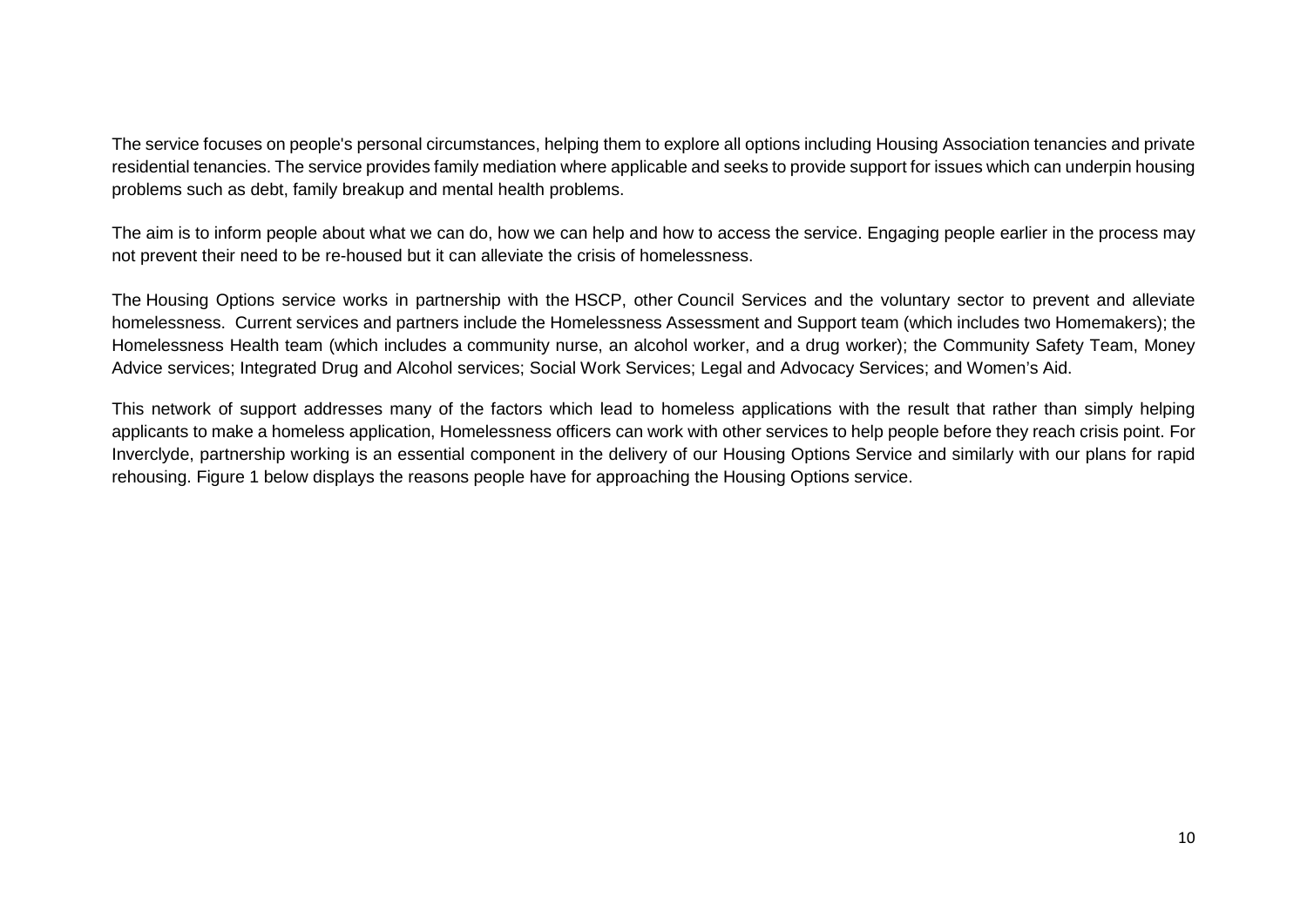The service focuses on people's personal circumstances, helping them to explore all options including Housing Association tenancies and private residential tenancies. The service provides family mediation where applicable and seeks to provide support for issues which can underpin housing problems such as debt, family breakup and mental health problems.

The aim is to inform people about what we can do, how we can help and how to access the service. Engaging people earlier in the process may not prevent their need to be re-housed but it can alleviate the crisis of homelessness.

The Housing Options service works in partnership with the HSCP, other Council Services and the voluntary sector to prevent and alleviate homelessness. Current services and partners include the Homelessness Assessment and Support team (which includes two Homemakers); the Homelessness Health team (which includes a community nurse, an alcohol worker, and a drug worker); the Community Safety Team, Money Advice services; Integrated Drug and Alcohol services; Social Work Services; Legal and Advocacy Services; and Women's Aid.

This network of support addresses many of the factors which lead to homeless applications with the result that rather than simply helping applicants to make a homeless application, Homelessness officers can work with other services to help people before they reach crisis point. For Inverclyde, partnership working is an essential component in the delivery of our Housing Options Service and similarly with our plans for rapid rehousing. Figure 1 below displays the reasons people have for approaching the Housing Options service.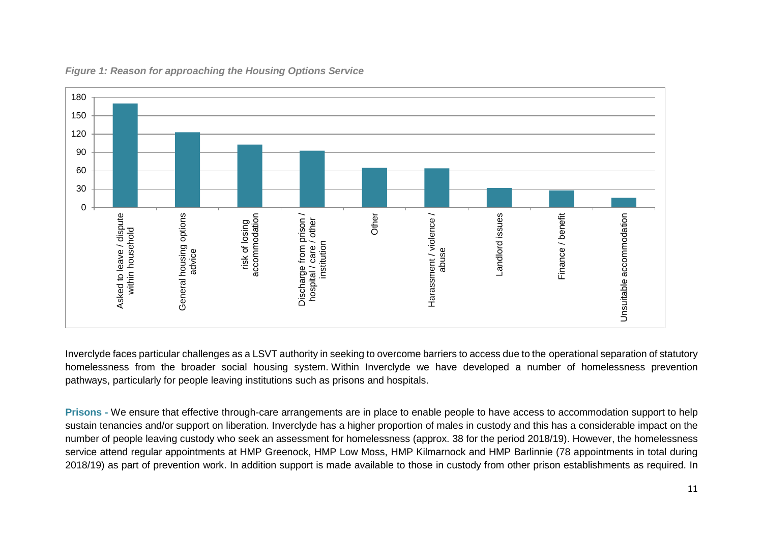*Figure 1: Reason for approaching the Housing Options Service*

| Reason | Approx. count |
|---|---|
| Asked to leave / dispute within household | 170 |
| General housing options advice | 123 |
| risk of losing accommodation | 103 |
| Discharge from prison / hospital / care / other institution | 93 |
| Other | 65 |
| Harassment / violence / abuse | 64 |
| Landlord issues | 32 |
| Finance / benefit | 28 |
| Unsuitable accommodation | 16 |

Inverclyde faces particular challenges as a LSVT authority in seeking to overcome barriers to access due to the operational separation of statutory homelessness from the broader social housing system. Within Inverclyde we have developed a number of homelessness prevention pathways, particularly for people leaving institutions such as prisons and hospitals.

**Prisons -** We ensure that effective through-care arrangements are in place to enable people to have access to accommodation support to help sustain tenancies and/or support on liberation. Inverclyde has a higher proportion of males in custody and this has a considerable impact on the number of people leaving custody who seek an assessment for homelessness (approx. 38 for the period 2018/19). However, the homelessness service attend regular appointments at HMP Greenock, HMP Low Moss, HMP Kilmarnock and HMP Barlinnie (78 appointments in total during 2018/19) as part of prevention work. In addition support is made available to those in custody from other prison establishments as required. In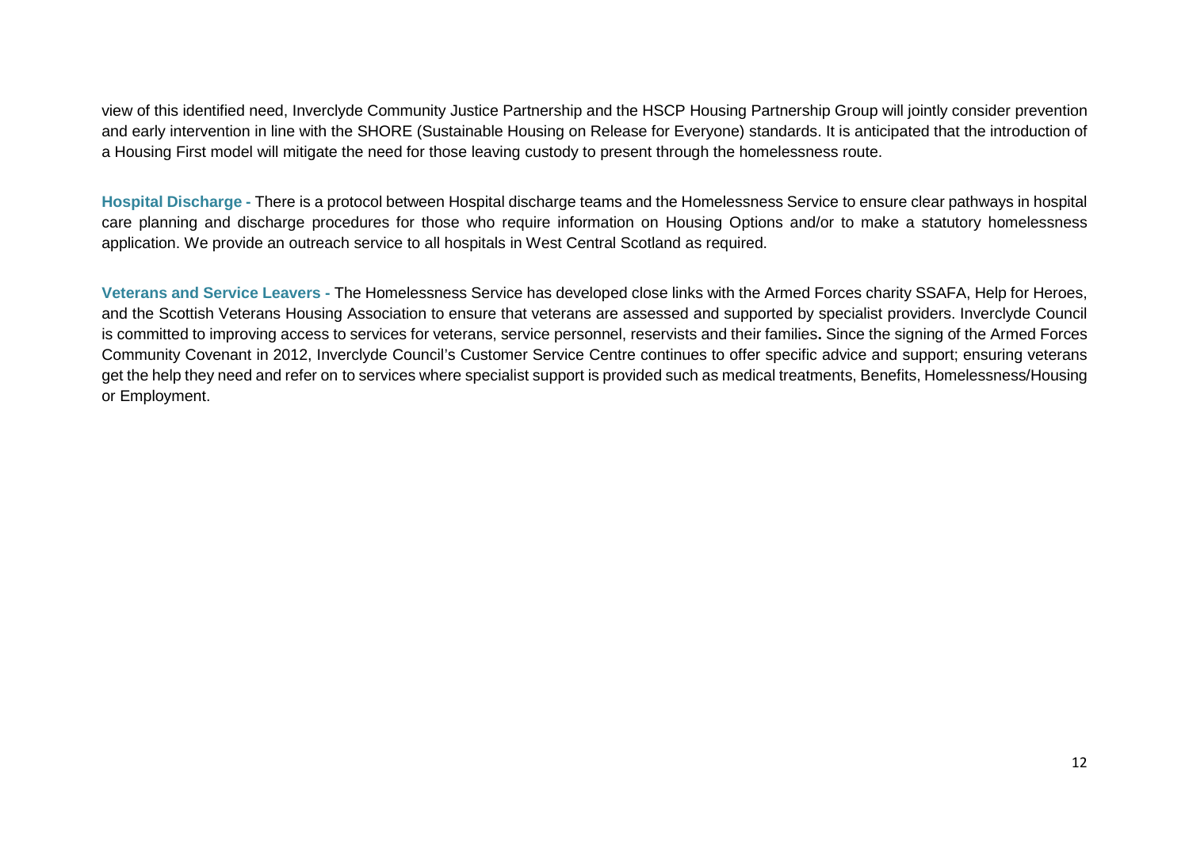view of this identified need, Inverclyde Community Justice Partnership and the HSCP Housing Partnership Group will jointly consider prevention and early intervention in line with the SHORE (Sustainable Housing on Release for Everyone) standards. It is anticipated that the introduction of a Housing First model will mitigate the need for those leaving custody to present through the homelessness route.

**Hospital Discharge -** There is a protocol between Hospital discharge teams and the Homelessness Service to ensure clear pathways in hospital care planning and discharge procedures for those who require information on Housing Options and/or to make a statutory homelessness application. We provide an outreach service to all hospitals in West Central Scotland as required.

**Veterans and Service Leavers -** The Homelessness Service has developed close links with the Armed Forces charity SSAFA, Help for Heroes, and the Scottish Veterans Housing Association to ensure that veterans are assessed and supported by specialist providers. Inverclyde Council is committed to improving access to services for veterans, service personnel, reservists and their families**.** Since the signing of the Armed Forces Community Covenant in 2012, Inverclyde Council's Customer Service Centre continues to offer specific advice and support; ensuring veterans get the help they need and refer on to services where specialist support is provided such as medical treatments, Benefits, Homelessness/Housing or Employment.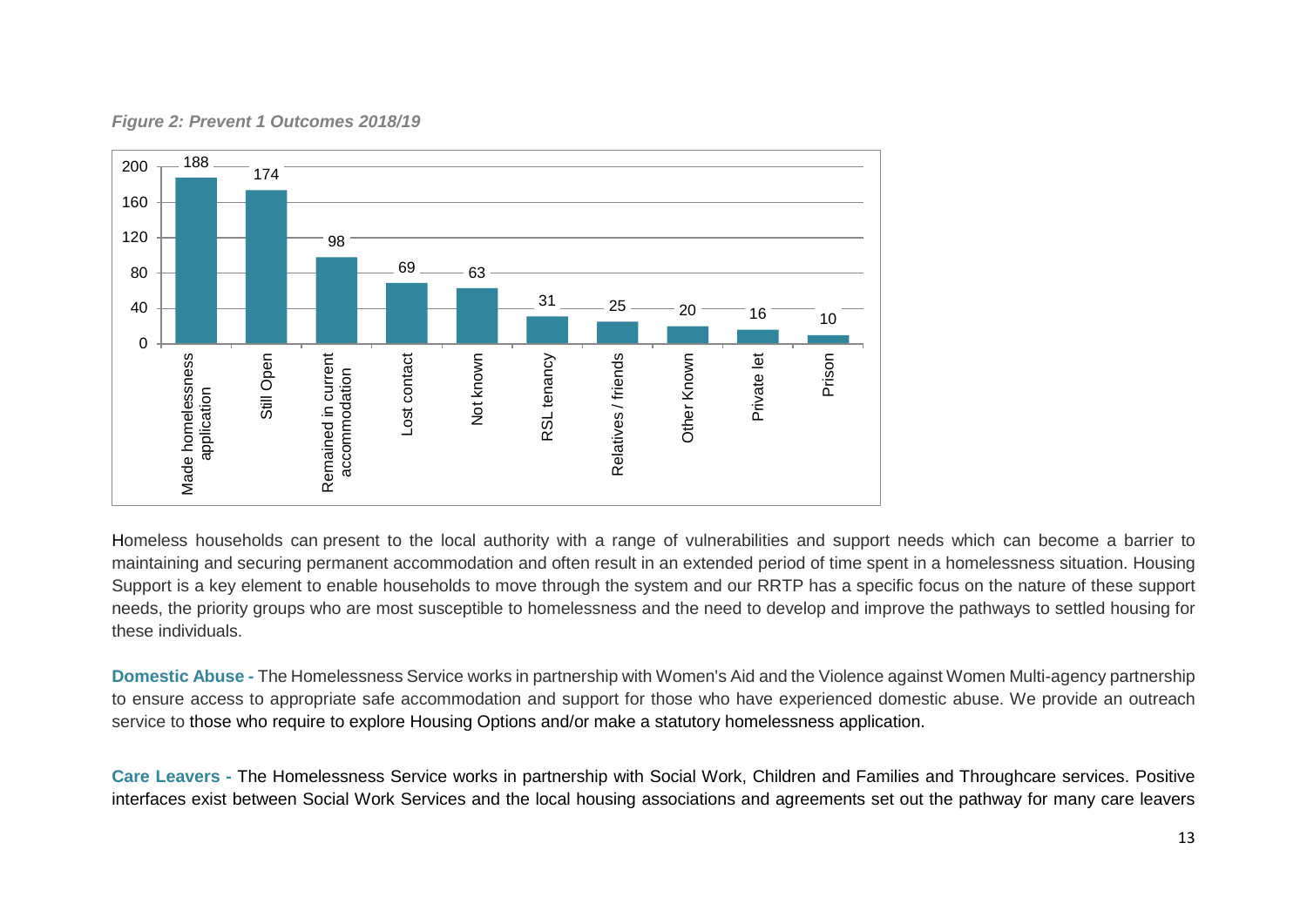*Figure 2: Prevent 1 Outcomes 2018/19*

| Outcome | Number |
|---|---|
| Made homelessness application | 188 |
| Still Open | 174 |
| Remained in current accommodation | 98 |
| Lost contact | 69 |
| Not known | 63 |
| RSL tenancy | 31 |
| Relatives / friends | 25 |
| Other Known | 20 |
| Private let | 16 |
| Prison | 10 |

Homeless households can present to the local authority with a range of vulnerabilities and support needs which can become a barrier to maintaining and securing permanent accommodation and often result in an extended period of time spent in a homelessness situation. Housing Support is a key element to enable households to move through the system and our RRTP has a specific focus on the nature of these support needs, the priority groups who are most susceptible to homelessness and the need to develop and improve the pathways to settled housing for these individuals.

**Domestic Abuse -** The Homelessness Service works in partnership with Women's Aid and the Violence against Women Multi-agency partnership to ensure access to appropriate safe accommodation and support for those who have experienced domestic abuse. We provide an outreach service to those who require to explore Housing Options and/or make a statutory homelessness application.

**Care Leavers -** The Homelessness Service works in partnership with Social Work, Children and Families and Throughcare services. Positive interfaces exist between Social Work Services and the local housing associations and agreements set out the pathway for many care leavers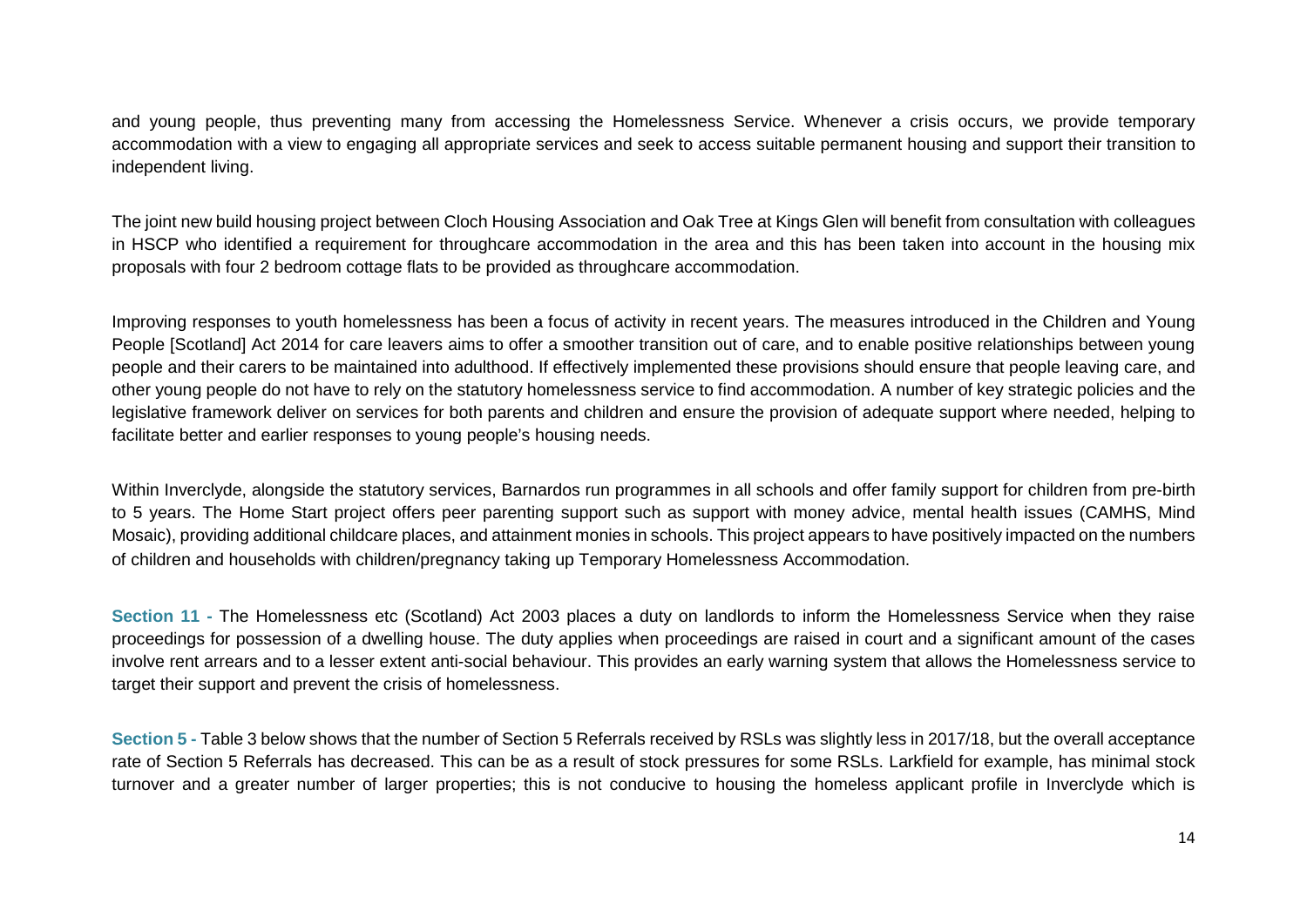and young people, thus preventing many from accessing the Homelessness Service. Whenever a crisis occurs, we provide temporary accommodation with a view to engaging all appropriate services and seek to access suitable permanent housing and support their transition to independent living.

The joint new build housing project between Cloch Housing Association and Oak Tree at Kings Glen will benefit from consultation with colleagues in HSCP who identified a requirement for throughcare accommodation in the area and this has been taken into account in the housing mix proposals with four 2 bedroom cottage flats to be provided as throughcare accommodation.

Improving responses to youth homelessness has been a focus of activity in recent years. The measures introduced in the Children and Young People [Scotland] Act 2014 for care leavers aims to offer a smoother transition out of care, and to enable positive relationships between young people and their carers to be maintained into adulthood. If effectively implemented these provisions should ensure that people leaving care, and other young people do not have to rely on the statutory homelessness service to find accommodation. A number of key strategic policies and the legislative framework deliver on services for both parents and children and ensure the provision of adequate support where needed, helping to facilitate better and earlier responses to young people's housing needs.

Within Inverclyde, alongside the statutory services, Barnardos run programmes in all schools and offer family support for children from pre-birth to 5 years. The Home Start project offers peer parenting support such as support with money advice, mental health issues (CAMHS, Mind Mosaic), providing additional childcare places, and attainment monies in schools. This project appears to have positively impacted on the numbers of children and households with children/pregnancy taking up Temporary Homelessness Accommodation.

**Section 11 -** The Homelessness etc (Scotland) Act 2003 places a duty on landlords to inform the Homelessness Service when they raise proceedings for possession of a dwelling house. The duty applies when proceedings are raised in court and a significant amount of the cases involve rent arrears and to a lesser extent anti-social behaviour. This provides an early warning system that allows the Homelessness service to target their support and prevent the crisis of homelessness.

**Section 5 -** Table 3 below shows that the number of Section 5 Referrals received by RSLs was slightly less in 2017/18, but the overall acceptance rate of Section 5 Referrals has decreased. This can be as a result of stock pressures for some RSLs. Larkfield for example, has minimal stock turnover and a greater number of larger properties; this is not conducive to housing the homeless applicant profile in Inverclyde which is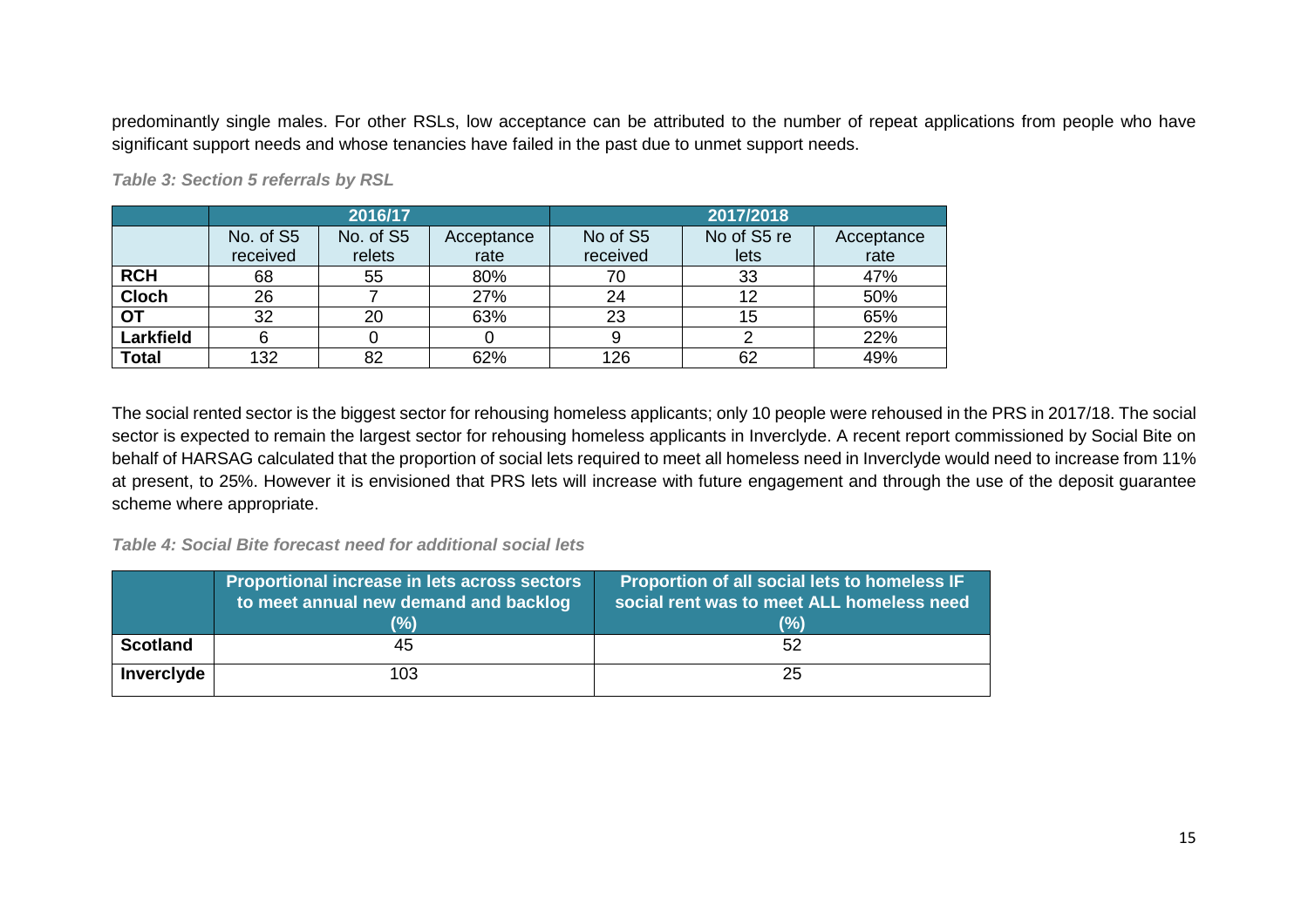predominantly single males. For other RSLs, low acceptance can be attributed to the number of repeat applications from people who have significant support needs and whose tenancies have failed in the past due to unmet support needs.

*Table 3: Section 5 referrals by RSL*

| | 2016/17 | | | 2017/2018 | | |
|---|---|---|---|---|---|---|
| | No. of S5 received | No. of S5 relets | Acceptance rate | No of S5 received | No of S5 re lets | Acceptance rate |
| **RCH** | 68 | 55 | 80% | 70 | 33 | 47% |
| **Cloch** | 26 | 7 | 27% | 24 | 12 | 50% |
| **OT** | 32 | 20 | 63% | 23 | 15 | 65% |
| **Larkfield** | 6 | 0 | 0 | 9 | 2 | 22% |
| **Total** | 132 | 82 | 62% | 126 | 62 | 49% |

The social rented sector is the biggest sector for rehousing homeless applicants; only 10 people were rehoused in the PRS in 2017/18. The social sector is expected to remain the largest sector for rehousing homeless applicants in Inverclyde. A recent report commissioned by Social Bite on behalf of HARSAG calculated that the proportion of social lets required to meet all homeless need in Inverclyde would need to increase from 11% at present, to 25%. However it is envisioned that PRS lets will increase with future engagement and through the use of the deposit guarantee scheme where appropriate.

*Table 4: Social Bite forecast need for additional social lets*

| | Proportional increase in lets across sectors to meet annual new demand and backlog (%) | Proportion of all social lets to homeless IF social rent was to meet ALL homeless need (%) |
|---|---|---|
| **Scotland** | 45 | 52 |
| **Inverclyde** | 103 | 25 |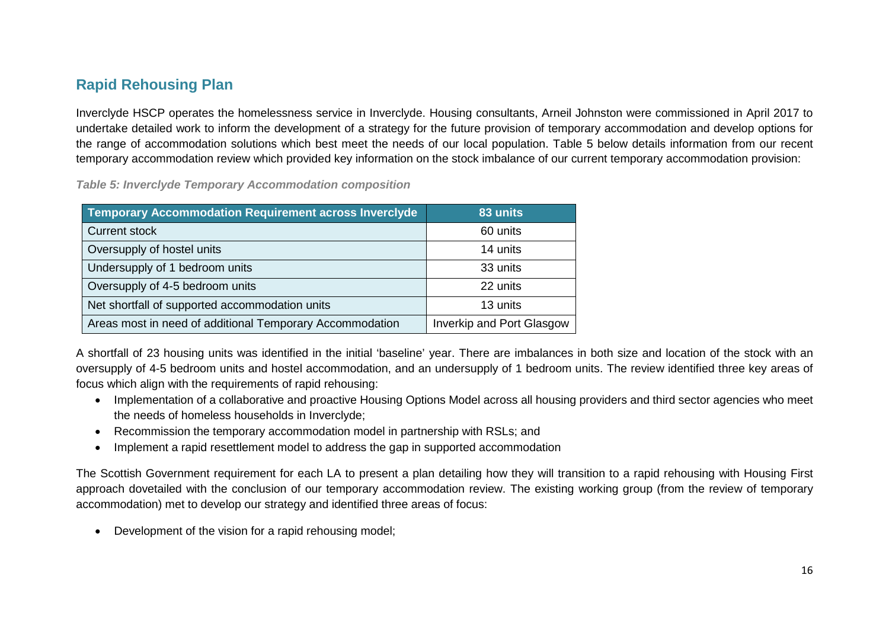## Rapid Rehousing Plan

Inverclyde HSCP operates the homelessness service in Inverclyde. Housing consultants, Arneil Johnston were commissioned in April 2017 to undertake detailed work to inform the development of a strategy for the future provision of temporary accommodation and develop options for the range of accommodation solutions which best meet the needs of our local population. Table 5 below details information from our recent temporary accommodation review which provided key information on the stock imbalance of our current temporary accommodation provision:

*Table 5: Inverclyde Temporary Accommodation composition*

| Temporary Accommodation Requirement across Inverclyde | 83 units |
|---|---|
| Current stock | 60 units |
| Oversupply of hostel units | 14 units |
| Undersupply of 1 bedroom units | 33 units |
| Oversupply of 4-5 bedroom units | 22 units |
| Net shortfall of supported accommodation units | 13 units |
| Areas most in need of additional Temporary Accommodation | Inverkip and Port Glasgow |

A shortfall of 23 housing units was identified in the initial 'baseline' year. There are imbalances in both size and location of the stock with an oversupply of 4-5 bedroom units and hostel accommodation, and an undersupply of 1 bedroom units. The review identified three key areas of focus which align with the requirements of rapid rehousing:

- Implementation of a collaborative and proactive Housing Options Model across all housing providers and third sector agencies who meet the needs of homeless households in Inverclyde;
- Recommission the temporary accommodation model in partnership with RSLs; and
- Implement a rapid resettlement model to address the gap in supported accommodation

The Scottish Government requirement for each LA to present a plan detailing how they will transition to a rapid rehousing with Housing First approach dovetailed with the conclusion of our temporary accommodation review. The existing working group (from the review of temporary accommodation) met to develop our strategy and identified three areas of focus:

- Development of the vision for a rapid rehousing model;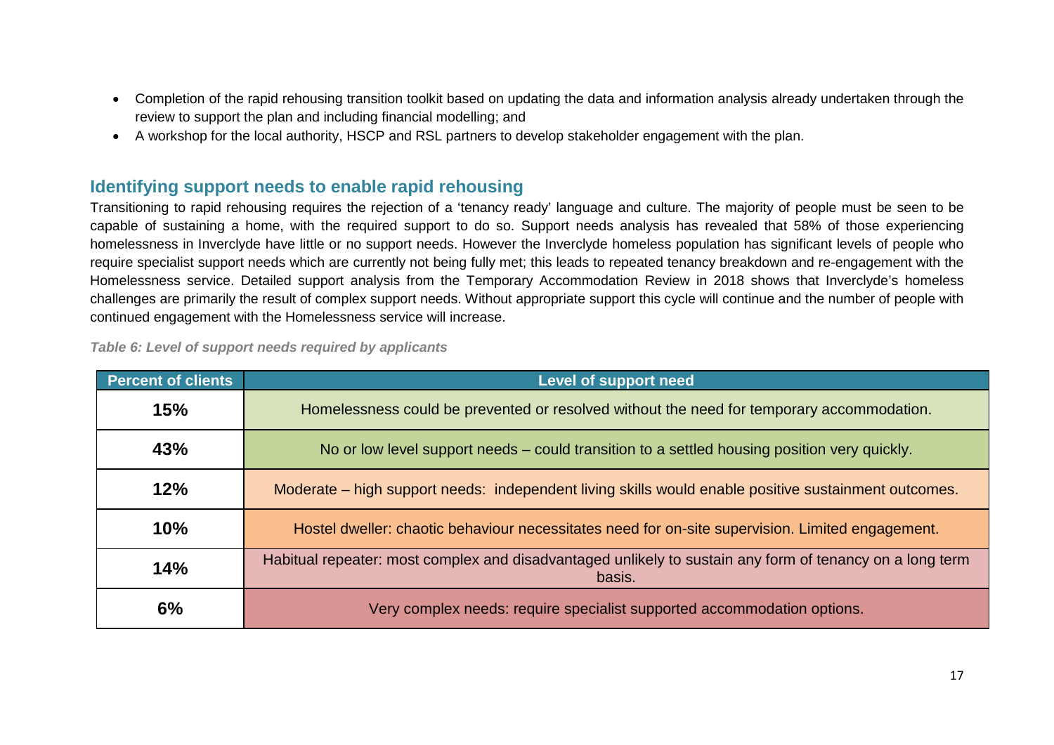- Completion of the rapid rehousing transition toolkit based on updating the data and information analysis already undertaken through the review to support the plan and including financial modelling; and
- A workshop for the local authority, HSCP and RSL partners to develop stakeholder engagement with the plan.

## Identifying support needs to enable rapid rehousing

Transitioning to rapid rehousing requires the rejection of a 'tenancy ready' language and culture. The majority of people must be seen to be capable of sustaining a home, with the required support to do so. Support needs analysis has revealed that 58% of those experiencing homelessness in Inverclyde have little or no support needs. However the Inverclyde homeless population has significant levels of people who require specialist support needs which are currently not being fully met; this leads to repeated tenancy breakdown and re-engagement with the Homelessness service. Detailed support analysis from the Temporary Accommodation Review in 2018 shows that Inverclyde's homeless challenges are primarily the result of complex support needs. Without appropriate support this cycle will continue and the number of people with continued engagement with the Homelessness service will increase.

*Table 6: Level of support needs required by applicants*

| Percent of clients | Level of support need |
|---|---|
| **15%** | Homelessness could be prevented or resolved without the need for temporary accommodation. |
| **43%** | No or low level support needs – could transition to a settled housing position very quickly. |
| **12%** | Moderate – high support needs: independent living skills would enable positive sustainment outcomes. |
| **10%** | Hostel dweller: chaotic behaviour necessitates need for on-site supervision. Limited engagement. |
| **14%** | Habitual repeater: most complex and disadvantaged unlikely to sustain any form of tenancy on a long term basis. |
| **6%** | Very complex needs: require specialist supported accommodation options. |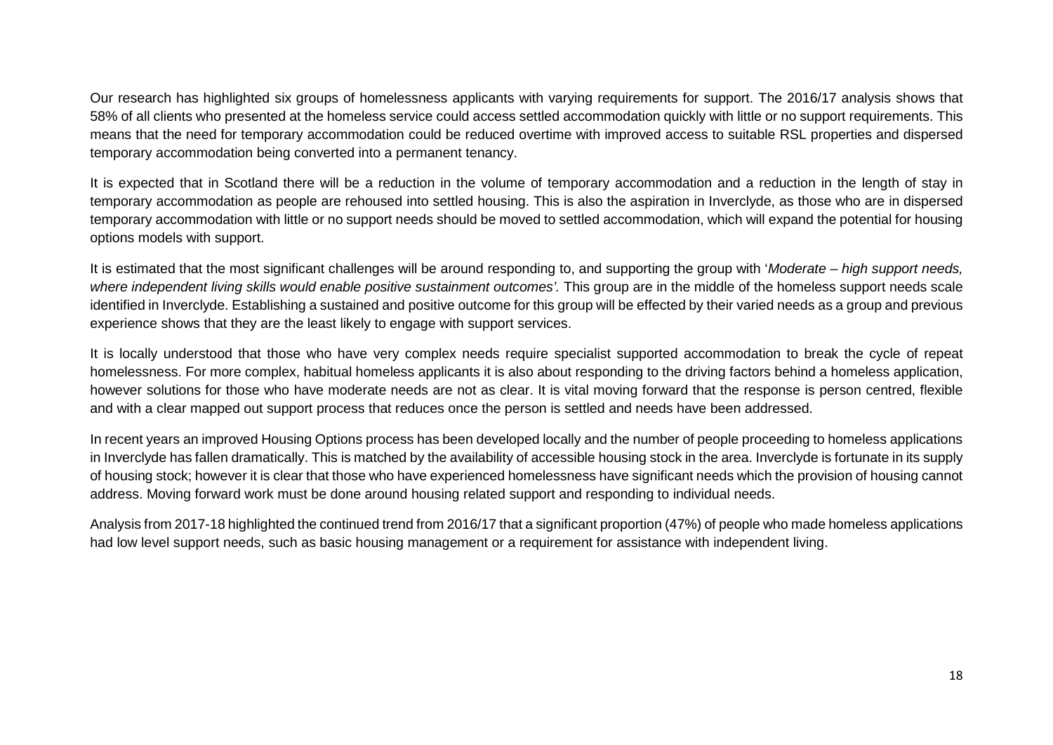Our research has highlighted six groups of homelessness applicants with varying requirements for support. The 2016/17 analysis shows that 58% of all clients who presented at the homeless service could access settled accommodation quickly with little or no support requirements. This means that the need for temporary accommodation could be reduced overtime with improved access to suitable RSL properties and dispersed temporary accommodation being converted into a permanent tenancy.

It is expected that in Scotland there will be a reduction in the volume of temporary accommodation and a reduction in the length of stay in temporary accommodation as people are rehoused into settled housing. This is also the aspiration in Inverclyde, as those who are in dispersed temporary accommodation with little or no support needs should be moved to settled accommodation, which will expand the potential for housing options models with support.

It is estimated that the most significant challenges will be around responding to, and supporting the group with '*Moderate – high support needs, where independent living skills would enable positive sustainment outcomes'.* This group are in the middle of the homeless support needs scale identified in Inverclyde. Establishing a sustained and positive outcome for this group will be effected by their varied needs as a group and previous experience shows that they are the least likely to engage with support services.

It is locally understood that those who have very complex needs require specialist supported accommodation to break the cycle of repeat homelessness. For more complex, habitual homeless applicants it is also about responding to the driving factors behind a homeless application, however solutions for those who have moderate needs are not as clear. It is vital moving forward that the response is person centred, flexible and with a clear mapped out support process that reduces once the person is settled and needs have been addressed.

In recent years an improved Housing Options process has been developed locally and the number of people proceeding to homeless applications in Inverclyde has fallen dramatically. This is matched by the availability of accessible housing stock in the area. Inverclyde is fortunate in its supply of housing stock; however it is clear that those who have experienced homelessness have significant needs which the provision of housing cannot address. Moving forward work must be done around housing related support and responding to individual needs.

Analysis from 2017-18 highlighted the continued trend from 2016/17 that a significant proportion (47%) of people who made homeless applications had low level support needs, such as basic housing management or a requirement for assistance with independent living.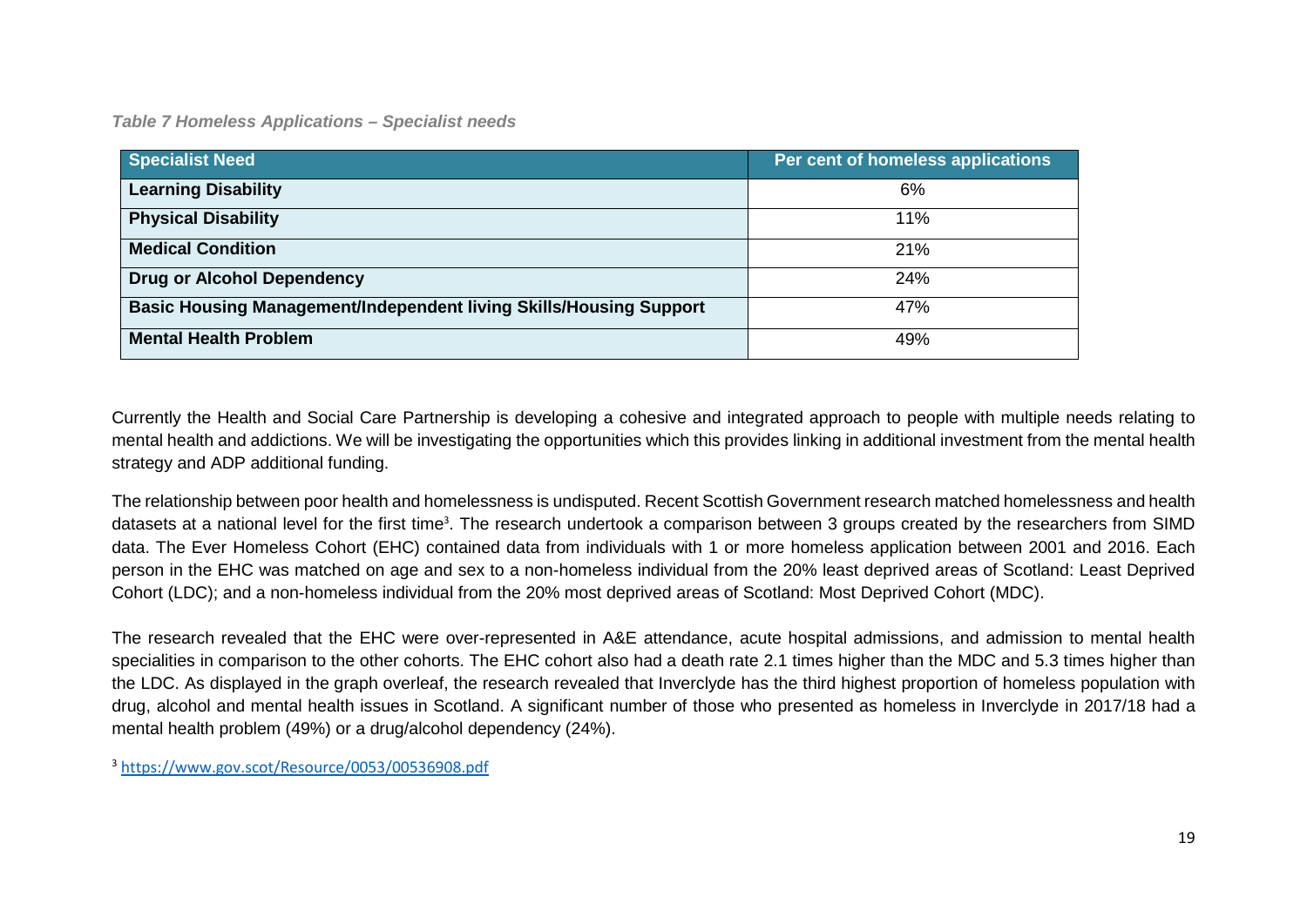*Table 7 Homeless Applications – Specialist needs*

| Specialist Need | Per cent of homeless applications |
|---|---|
| **Learning Disability** | 6% |
| **Physical Disability** | 11% |
| **Medical Condition** | 21% |
| **Drug or Alcohol Dependency** | 24% |
| **Basic Housing Management/Independent living Skills/Housing Support** | 47% |
| **Mental Health Problem** | 49% |

Currently the Health and Social Care Partnership is developing a cohesive and integrated approach to people with multiple needs relating to mental health and addictions. We will be investigating the opportunities which this provides linking in additional investment from the mental health strategy and ADP additional funding.

The relationship between poor health and homelessness is undisputed. Recent Scottish Government research matched homelessness and health datasets at a national level for the first time[3]. The research undertook a comparison between 3 groups created by the researchers from SIMD data. The Ever Homeless Cohort (EHC) contained data from individuals with 1 or more homeless application between 2001 and 2016. Each person in the EHC was matched on age and sex to a non-homeless individual from the 20% least deprived areas of Scotland: Least Deprived Cohort (LDC); and a non-homeless individual from the 20% most deprived areas of Scotland: Most Deprived Cohort (MDC).

The research revealed that the EHC were over-represented in A&E attendance, acute hospital admissions, and admission to mental health specialities in comparison to the other cohorts. The EHC cohort also had a death rate 2.1 times higher than the MDC and 5.3 times higher than the LDC. As displayed in the graph overleaf, the research revealed that Inverclyde has the third highest proportion of homeless population with drug, alcohol and mental health issues in Scotland. A significant number of those who presented as homeless in Inverclyde in 2017/18 had a mental health problem (49%) or a drug/alcohol dependency (24%).

[3] https://www.gov.scot/Resource/0053/00536908.pdf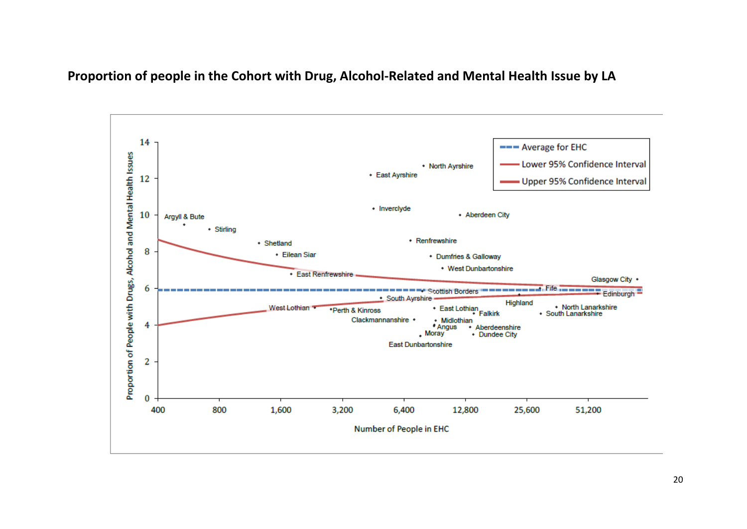**Proportion of people in the Cohort with Drug, Alcohol-Related and Mental Health Issue by LA**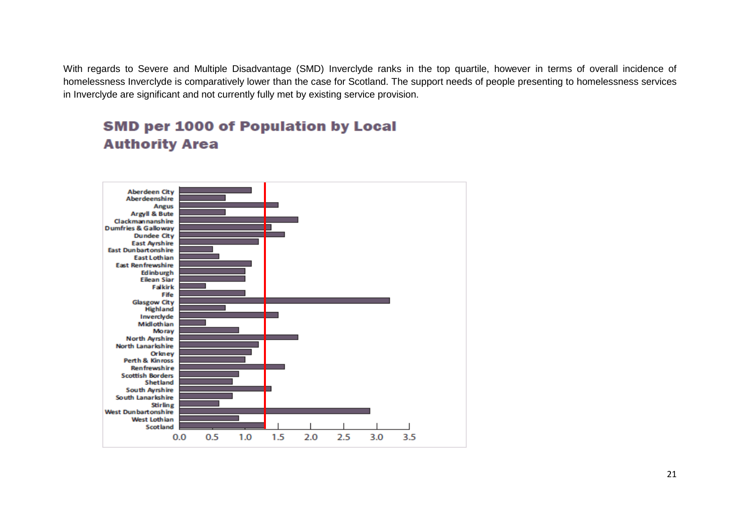With regards to Severe and Multiple Disadvantage (SMD) Inverclyde ranks in the top quartile, however in terms of overall incidence of homelessness Inverclyde is comparatively lower than the case for Scotland. The support needs of people presenting to homelessness services in Inverclyde are significant and not currently fully met by existing service provision.

## SMD per 1000 of Population by Local Authority Area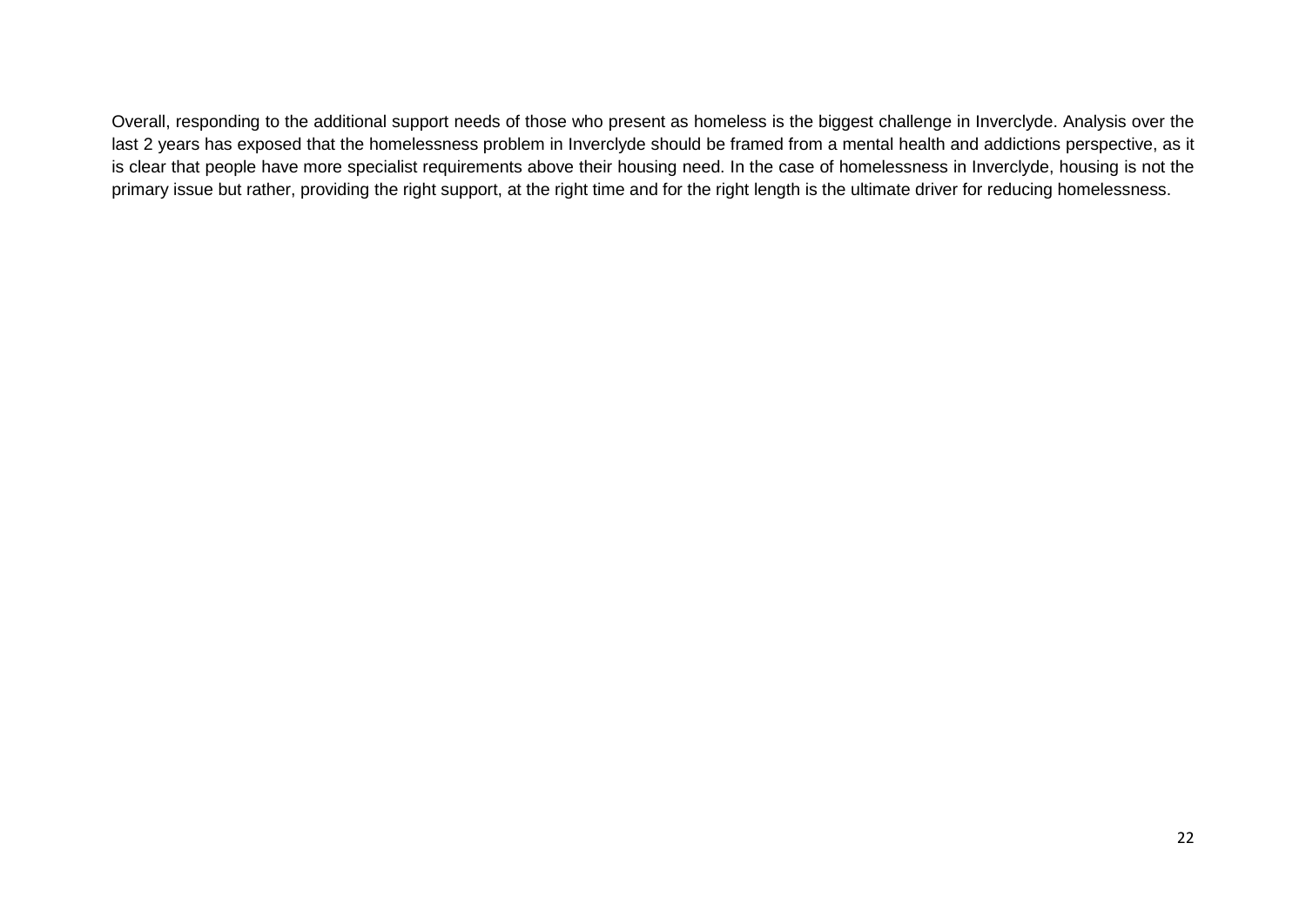Overall, responding to the additional support needs of those who present as homeless is the biggest challenge in Inverclyde. Analysis over the last 2 years has exposed that the homelessness problem in Inverclyde should be framed from a mental health and addictions perspective, as it is clear that people have more specialist requirements above their housing need. In the case of homelessness in Inverclyde, housing is not the primary issue but rather, providing the right support, at the right time and for the right length is the ultimate driver for reducing homelessness.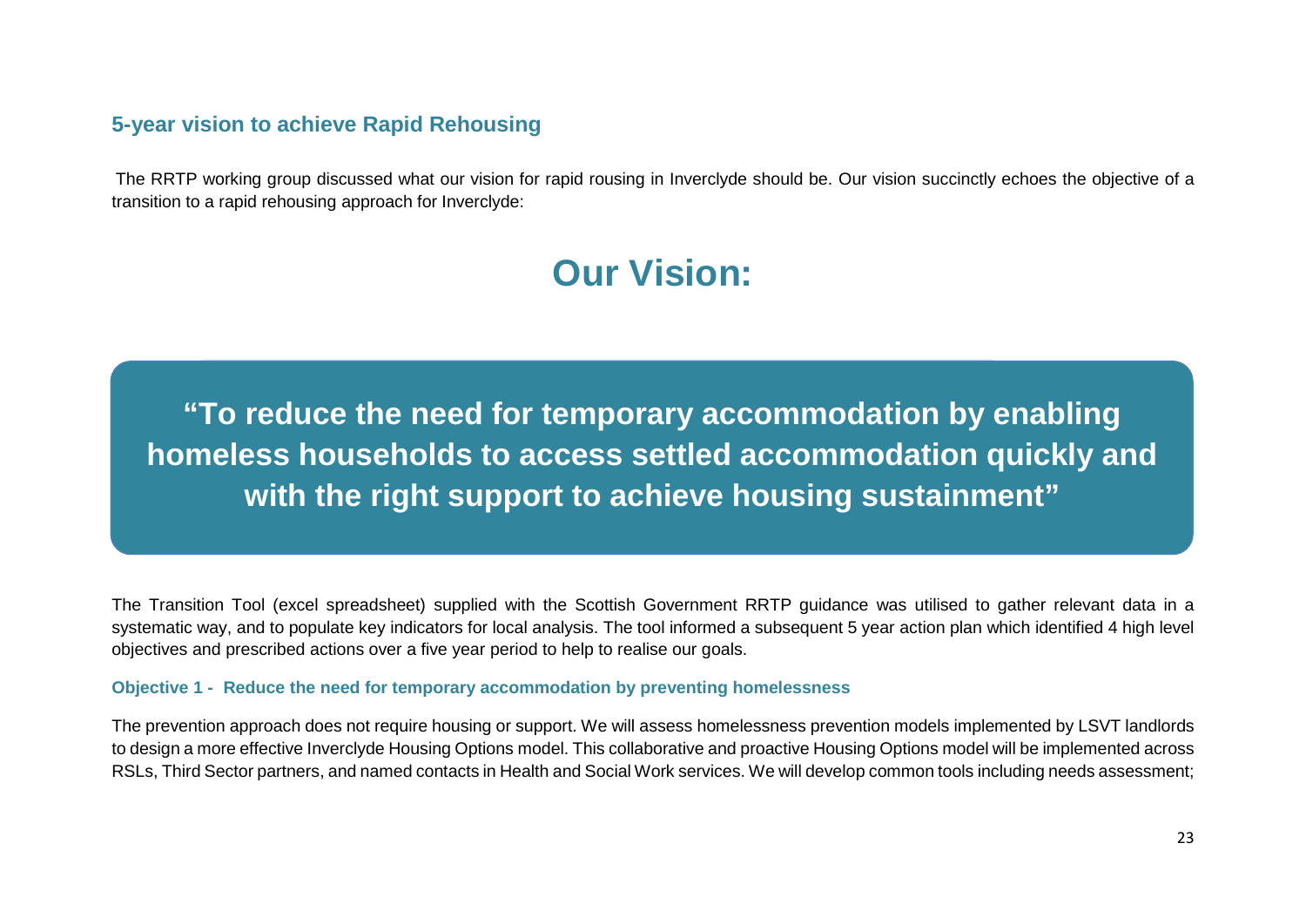## 5-year vision to achieve Rapid Rehousing

The RRTP working group discussed what our vision for rapid rousing in Inverclyde should be. Our vision succinctly echoes the objective of a transition to a rapid rehousing approach for Inverclyde:

# Our Vision:

> **"To reduce the need for temporary accommodation by enabling homeless households to access settled accommodation quickly and with the right support to achieve housing sustainment"**

The Transition Tool (excel spreadsheet) supplied with the Scottish Government RRTP guidance was utilised to gather relevant data in a systematic way, and to populate key indicators for local analysis. The tool informed a subsequent 5 year action plan which identified 4 high level objectives and prescribed actions over a five year period to help to realise our goals.

### Objective 1 - Reduce the need for temporary accommodation by preventing homelessness

The prevention approach does not require housing or support. We will assess homelessness prevention models implemented by LSVT landlords to design a more effective Inverclyde Housing Options model. This collaborative and proactive Housing Options model will be implemented across RSLs, Third Sector partners, and named contacts in Health and Social Work services. We will develop common tools including needs assessment;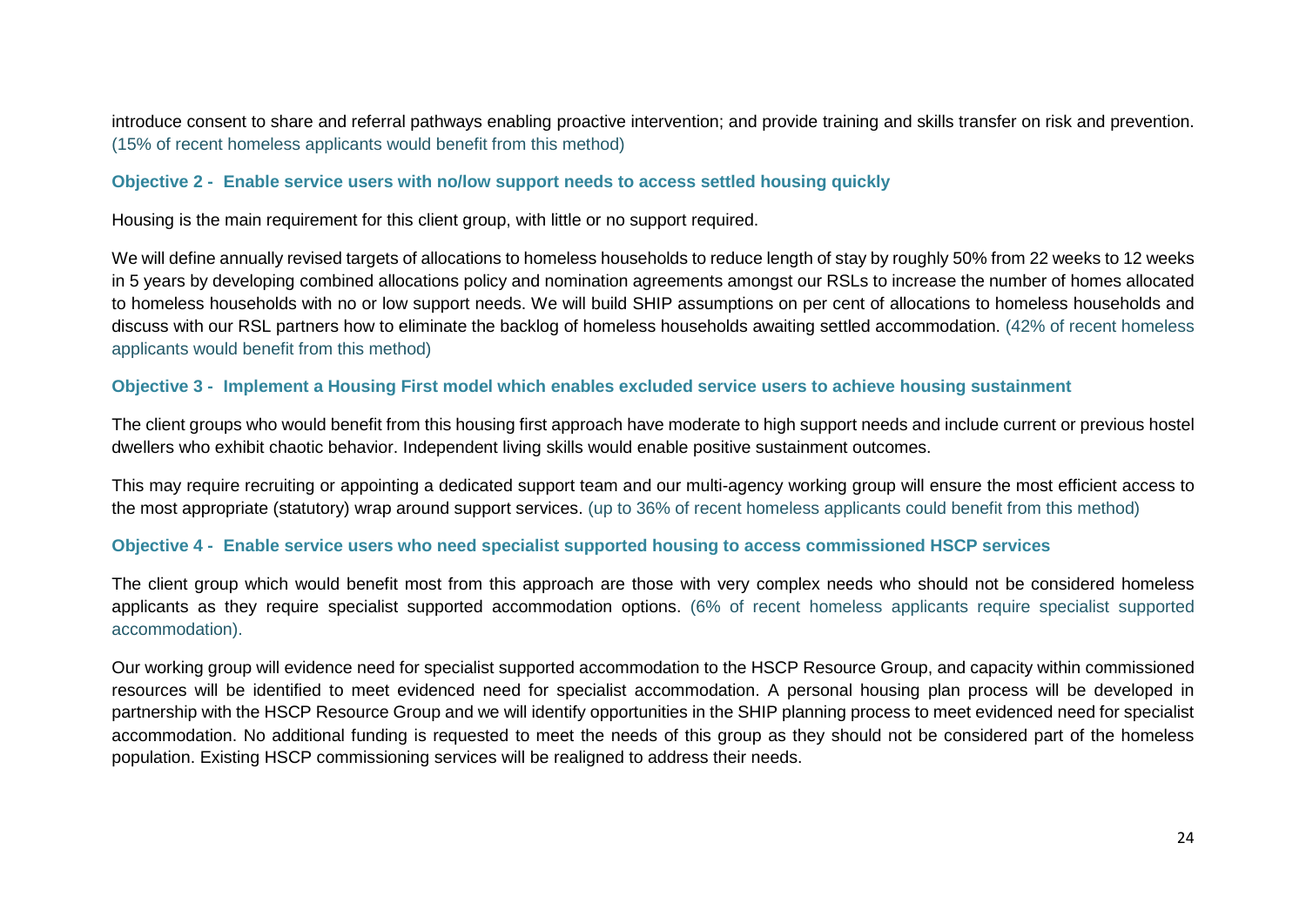introduce consent to share and referral pathways enabling proactive intervention; and provide training and skills transfer on risk and prevention. (15% of recent homeless applicants would benefit from this method)

**Objective 2 - Enable service users with no/low support needs to access settled housing quickly**

Housing is the main requirement for this client group, with little or no support required.

We will define annually revised targets of allocations to homeless households to reduce length of stay by roughly 50% from 22 weeks to 12 weeks in 5 years by developing combined allocations policy and nomination agreements amongst our RSLs to increase the number of homes allocated to homeless households with no or low support needs. We will build SHIP assumptions on per cent of allocations to homeless households and discuss with our RSL partners how to eliminate the backlog of homeless households awaiting settled accommodation. (42% of recent homeless applicants would benefit from this method)

**Objective 3 - Implement a Housing First model which enables excluded service users to achieve housing sustainment**

The client groups who would benefit from this housing first approach have moderate to high support needs and include current or previous hostel dwellers who exhibit chaotic behavior. Independent living skills would enable positive sustainment outcomes.

This may require recruiting or appointing a dedicated support team and our multi-agency working group will ensure the most efficient access to the most appropriate (statutory) wrap around support services. (up to 36% of recent homeless applicants could benefit from this method)

**Objective 4 - Enable service users who need specialist supported housing to access commissioned HSCP services**

The client group which would benefit most from this approach are those with very complex needs who should not be considered homeless applicants as they require specialist supported accommodation options. (6% of recent homeless applicants require specialist supported accommodation).

Our working group will evidence need for specialist supported accommodation to the HSCP Resource Group, and capacity within commissioned resources will be identified to meet evidenced need for specialist accommodation. A personal housing plan process will be developed in partnership with the HSCP Resource Group and we will identify opportunities in the SHIP planning process to meet evidenced need for specialist accommodation. No additional funding is requested to meet the needs of this group as they should not be considered part of the homeless population. Existing HSCP commissioning services will be realigned to address their needs.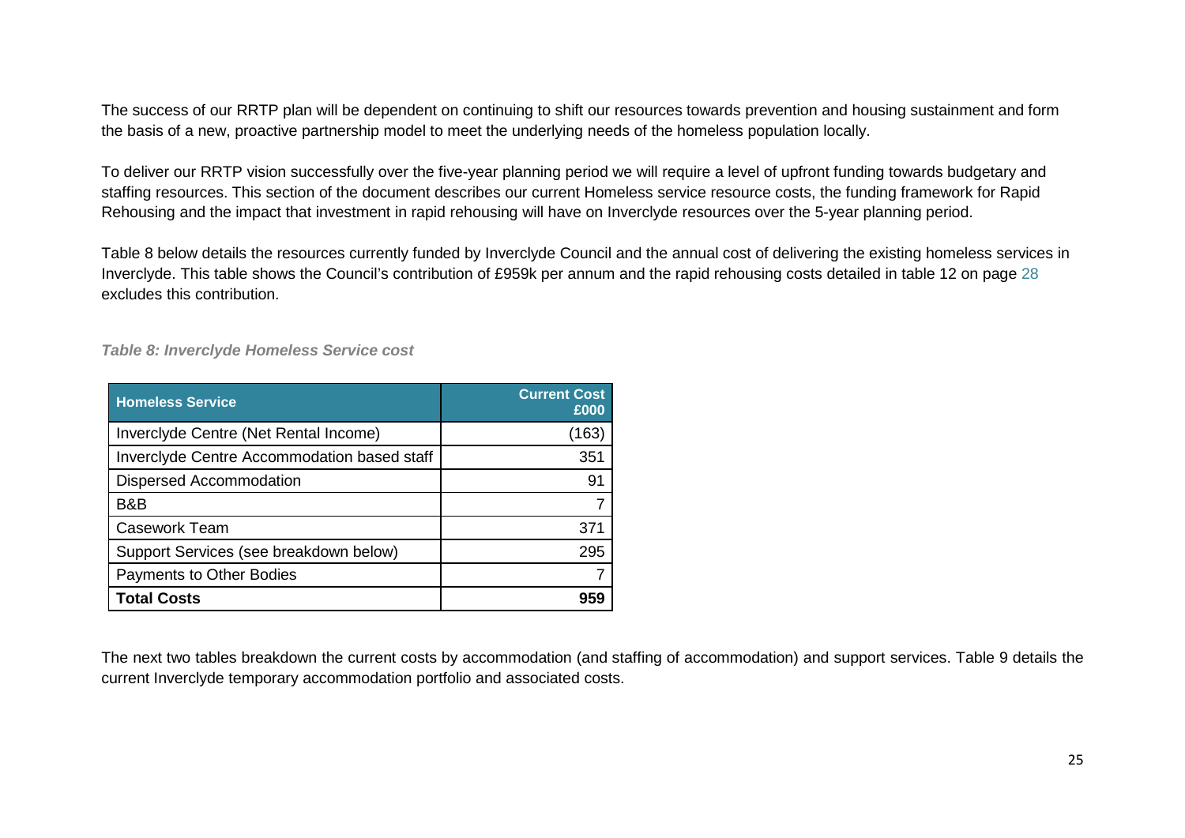The success of our RRTP plan will be dependent on continuing to shift our resources towards prevention and housing sustainment and form the basis of a new, proactive partnership model to meet the underlying needs of the homeless population locally.

To deliver our RRTP vision successfully over the five-year planning period we will require a level of upfront funding towards budgetary and staffing resources. This section of the document describes our current Homeless service resource costs, the funding framework for Rapid Rehousing and the impact that investment in rapid rehousing will have on Inverclyde resources over the 5-year planning period.

Table 8 below details the resources currently funded by Inverclyde Council and the annual cost of delivering the existing homeless services in Inverclyde. This table shows the Council's contribution of £959k per annum and the rapid rehousing costs detailed in table 12 on page 28 excludes this contribution.

*Table 8: Inverclyde Homeless Service cost*

| Homeless Service | Current Cost £000 |
|---|---|
| Inverclyde Centre (Net Rental Income) | (163) |
| Inverclyde Centre Accommodation based staff | 351 |
| Dispersed Accommodation | 91 |
| B&B | 7 |
| Casework Team | 371 |
| Support Services (see breakdown below) | 295 |
| Payments to Other Bodies | 7 |
| **Total Costs** | **959** |

The next two tables breakdown the current costs by accommodation (and staffing of accommodation) and support services. Table 9 details the current Inverclyde temporary accommodation portfolio and associated costs.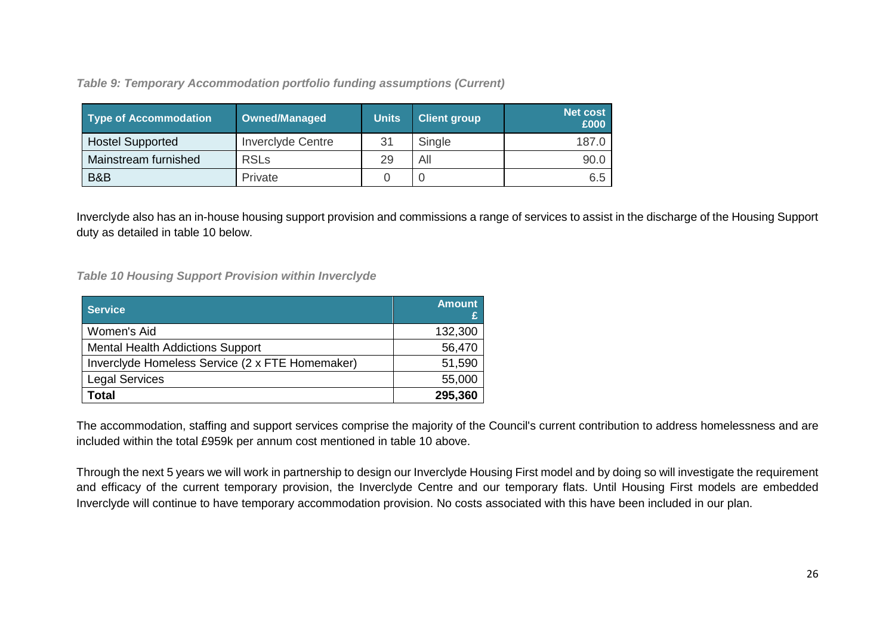*Table 9: Temporary Accommodation portfolio funding assumptions (Current)*

| Type of Accommodation | Owned/Managed | Units | Client group | Net cost £000 |
|---|---|---|---|---|
| Hostel Supported | Inverclyde Centre | 31 | Single | 187.0 |
| Mainstream furnished | RSLs | 29 | All | 90.0 |
| B&B | Private | 0 | 0 | 6.5 |

Inverclyde also has an in-house housing support provision and commissions a range of services to assist in the discharge of the Housing Support duty as detailed in table 10 below.

*Table 10 Housing Support Provision within Inverclyde*

| Service | Amount £ |
|---|---|
| Women's Aid | 132,300 |
| Mental Health Addictions Support | 56,470 |
| Inverclyde Homeless Service (2 x FTE Homemaker) | 51,590 |
| Legal Services | 55,000 |
| **Total** | **295,360** |

The accommodation, staffing and support services comprise the majority of the Council's current contribution to address homelessness and are included within the total £959k per annum cost mentioned in table 10 above.

Through the next 5 years we will work in partnership to design our Inverclyde Housing First model and by doing so will investigate the requirement and efficacy of the current temporary provision, the Inverclyde Centre and our temporary flats. Until Housing First models are embedded Inverclyde will continue to have temporary accommodation provision. No costs associated with this have been included in our plan.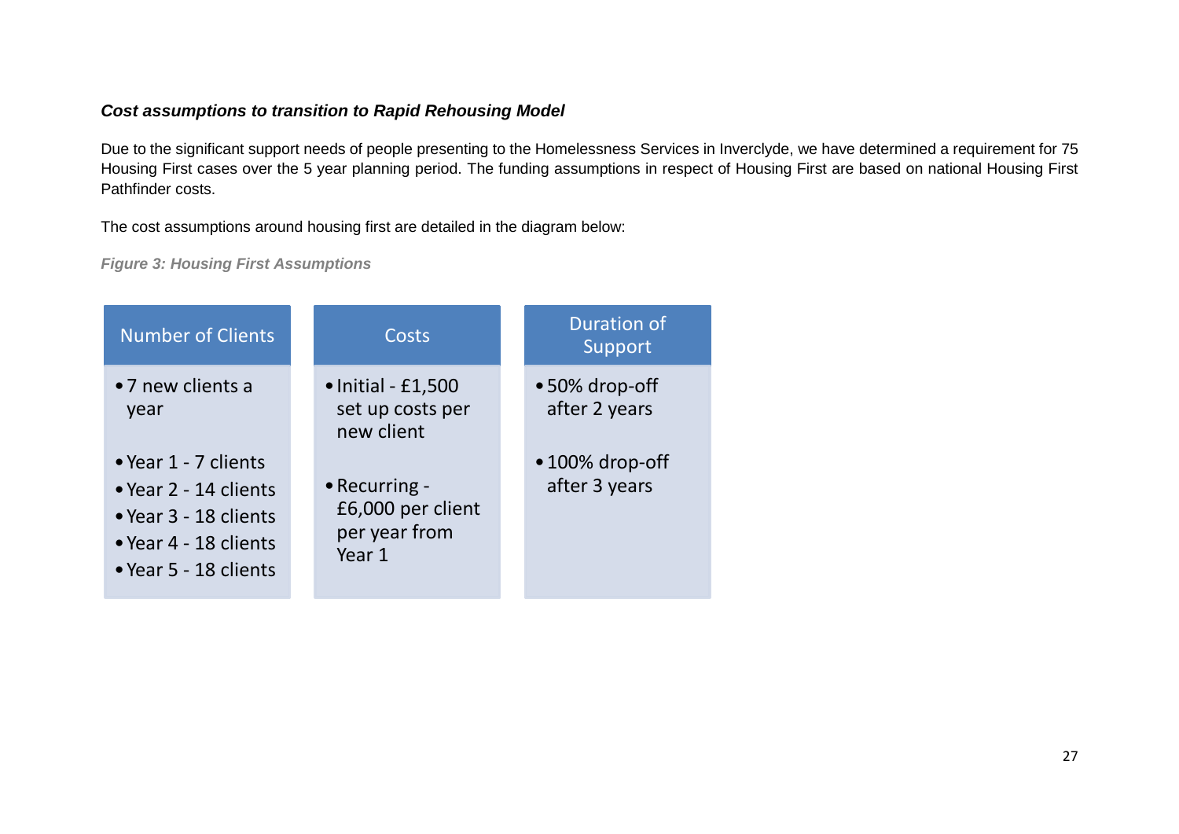### *Cost assumptions to transition to Rapid Rehousing Model*

Due to the significant support needs of people presenting to the Homelessness Services in Inverclyde, we have determined a requirement for 75 Housing First cases over the 5 year planning period. The funding assumptions in respect of Housing First are based on national Housing First Pathfinder costs.

The cost assumptions around housing first are detailed in the diagram below:

***Figure 3: Housing First Assumptions***

| Number of Clients | Costs | Duration of Support |
|---|---|---|
| • 7 new clients a year<br><br>• Year 1 - 7 clients<br>• Year 2 - 14 clients<br>• Year 3 - 18 clients<br>• Year 4 - 18 clients<br>• Year 5 - 18 clients | • Initial - £1,500 set up costs per new client<br><br>• Recurring - £6,000 per client per year from Year 1 | • 50% drop-off after 2 years<br><br>• 100% drop-off after 3 years |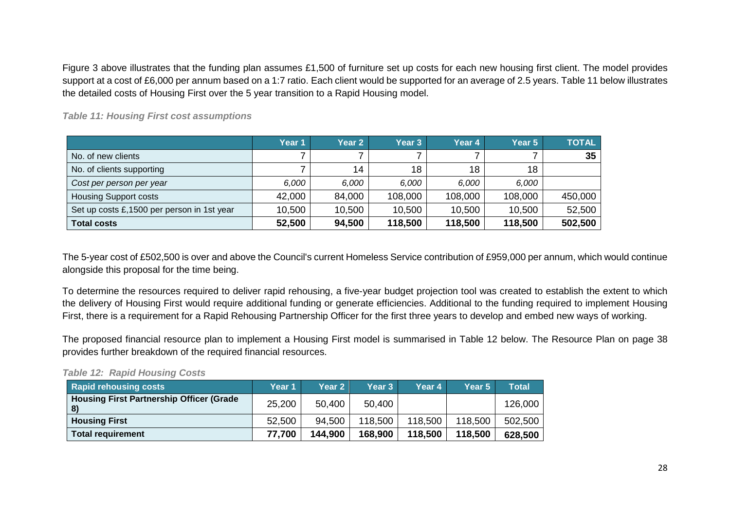Figure 3 above illustrates that the funding plan assumes £1,500 of furniture set up costs for each new housing first client. The model provides support at a cost of £6,000 per annum based on a 1:7 ratio. Each client would be supported for an average of 2.5 years. Table 11 below illustrates the detailed costs of Housing First over the 5 year transition to a Rapid Housing model.

***Table 11: Housing First cost assumptions***

| | Year 1 | Year 2 | Year 3 | Year 4 | Year 5 | TOTAL |
|---|---|---|---|---|---|---|
| No. of new clients | 7 | 7 | 7 | 7 | 7 | **35** |
| No. of clients supporting | 7 | 14 | 18 | 18 | 18 | |
| *Cost per person per year* | *6,000* | *6,000* | *6,000* | *6,000* | *6,000* | |
| Housing Support costs | 42,000 | 84,000 | 108,000 | 108,000 | 108,000 | 450,000 |
| Set up costs £,1500 per person in 1st year | 10,500 | 10,500 | 10,500 | 10,500 | 10,500 | 52,500 |
| **Total costs** | **52,500** | **94,500** | **118,500** | **118,500** | **118,500** | **502,500** |

The 5-year cost of £502,500 is over and above the Council's current Homeless Service contribution of £959,000 per annum, which would continue alongside this proposal for the time being.

To determine the resources required to deliver rapid rehousing, a five-year budget projection tool was created to establish the extent to which the delivery of Housing First would require additional funding or generate efficiencies. Additional to the funding required to implement Housing First, there is a requirement for a Rapid Rehousing Partnership Officer for the first three years to develop and embed new ways of working.

The proposed financial resource plan to implement a Housing First model is summarised in Table 12 below. The Resource Plan on page 38 provides further breakdown of the required financial resources.

***Table 12: Rapid Housing Costs***

| Rapid rehousing costs | Year 1 | Year 2 | Year 3 | Year 4 | Year 5 | Total |
|---|---|---|---|---|---|---|
| **Housing First Partnership Officer (Grade 8)** | 25,200 | 50,400 | 50,400 | | | 126,000 |
| **Housing First** | 52,500 | 94,500 | 118,500 | 118,500 | 118,500 | 502,500 |
| **Total requirement** | **77,700** | **144,900** | **168,900** | **118,500** | **118,500** | **628,500** |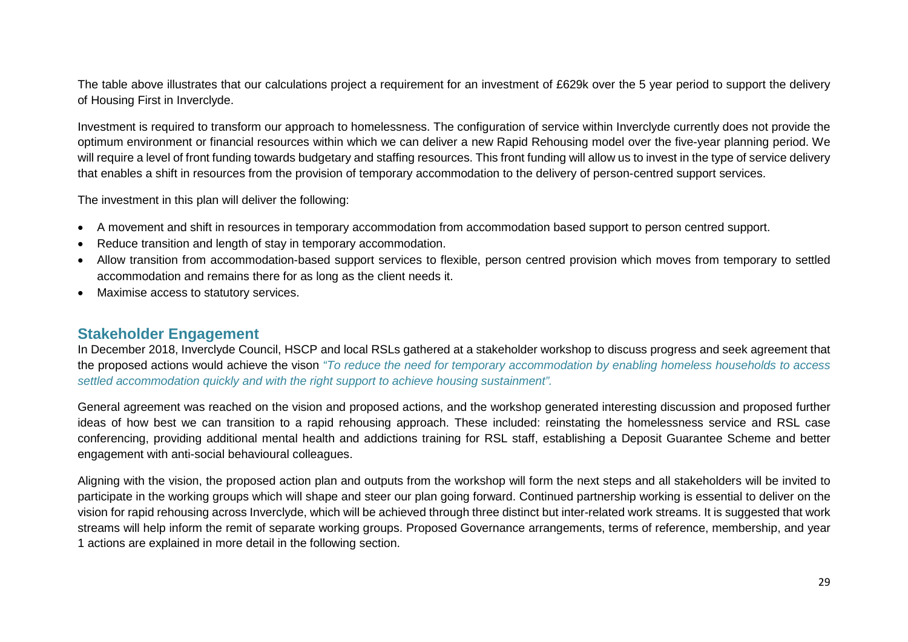The table above illustrates that our calculations project a requirement for an investment of £629k over the 5 year period to support the delivery of Housing First in Inverclyde.

Investment is required to transform our approach to homelessness. The configuration of service within Inverclyde currently does not provide the optimum environment or financial resources within which we can deliver a new Rapid Rehousing model over the five-year planning period. We will require a level of front funding towards budgetary and staffing resources. This front funding will allow us to invest in the type of service delivery that enables a shift in resources from the provision of temporary accommodation to the delivery of person-centred support services.

The investment in this plan will deliver the following:

- A movement and shift in resources in temporary accommodation from accommodation based support to person centred support.
- Reduce transition and length of stay in temporary accommodation.
- Allow transition from accommodation-based support services to flexible, person centred provision which moves from temporary to settled accommodation and remains there for as long as the client needs it.
- Maximise access to statutory services.

## Stakeholder Engagement

In December 2018, Inverclyde Council, HSCP and local RSLs gathered at a stakeholder workshop to discuss progress and seek agreement that the proposed actions would achieve the vison *"To reduce the need for temporary accommodation by enabling homeless households to access settled accommodation quickly and with the right support to achieve housing sustainment".*

General agreement was reached on the vision and proposed actions, and the workshop generated interesting discussion and proposed further ideas of how best we can transition to a rapid rehousing approach. These included: reinstating the homelessness service and RSL case conferencing, providing additional mental health and addictions training for RSL staff, establishing a Deposit Guarantee Scheme and better engagement with anti-social behavioural colleagues.

Aligning with the vision, the proposed action plan and outputs from the workshop will form the next steps and all stakeholders will be invited to participate in the working groups which will shape and steer our plan going forward. Continued partnership working is essential to deliver on the vision for rapid rehousing across Inverclyde, which will be achieved through three distinct but inter-related work streams. It is suggested that work streams will help inform the remit of separate working groups. Proposed Governance arrangements, terms of reference, membership, and year 1 actions are explained in more detail in the following section.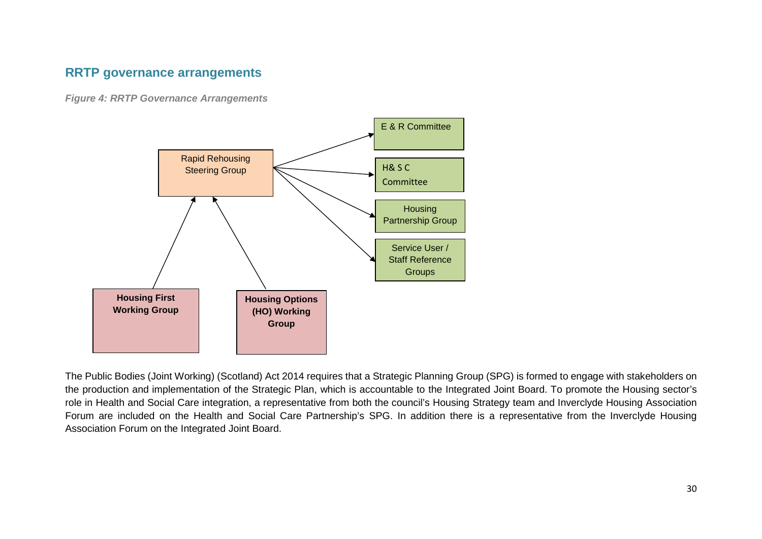## RRTP governance arrangements

***Figure 4: RRTP Governance Arrangements***

Rapid Rehousing Steering Group

E & R Committee

H& S C Committee

Housing Partnership Group

Service User / Staff Reference Groups

**Housing First Working Group**

**Housing Options (HO) Working Group**

The Public Bodies (Joint Working) (Scotland) Act 2014 requires that a Strategic Planning Group (SPG) is formed to engage with stakeholders on the production and implementation of the Strategic Plan, which is accountable to the Integrated Joint Board. To promote the Housing sector's role in Health and Social Care integration, a representative from both the council's Housing Strategy team and Inverclyde Housing Association Forum are included on the Health and Social Care Partnership's SPG. In addition there is a representative from the Inverclyde Housing Association Forum on the Integrated Joint Board.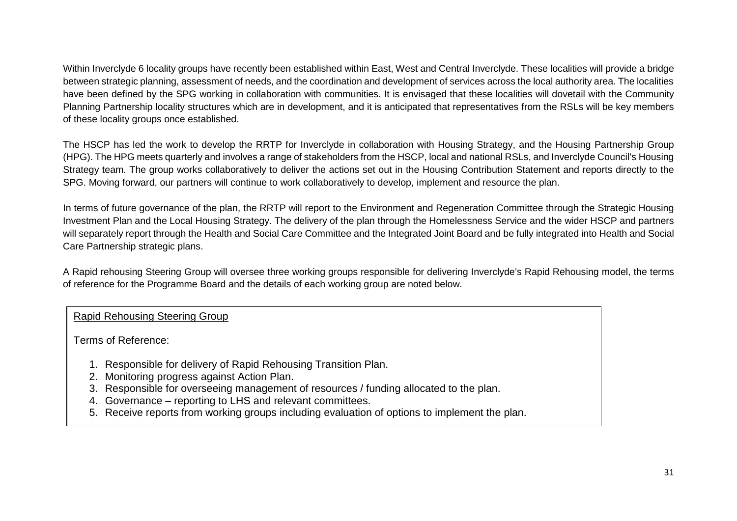Within Inverclyde 6 locality groups have recently been established within East, West and Central Inverclyde. These localities will provide a bridge between strategic planning, assessment of needs, and the coordination and development of services across the local authority area. The localities have been defined by the SPG working in collaboration with communities. It is envisaged that these localities will dovetail with the Community Planning Partnership locality structures which are in development, and it is anticipated that representatives from the RSLs will be key members of these locality groups once established.

The HSCP has led the work to develop the RRTP for Inverclyde in collaboration with Housing Strategy, and the Housing Partnership Group (HPG). The HPG meets quarterly and involves a range of stakeholders from the HSCP, local and national RSLs, and Inverclyde Council's Housing Strategy team. The group works collaboratively to deliver the actions set out in the Housing Contribution Statement and reports directly to the SPG. Moving forward, our partners will continue to work collaboratively to develop, implement and resource the plan.

In terms of future governance of the plan, the RRTP will report to the Environment and Regeneration Committee through the Strategic Housing Investment Plan and the Local Housing Strategy. The delivery of the plan through the Homelessness Service and the wider HSCP and partners will separately report through the Health and Social Care Committee and the Integrated Joint Board and be fully integrated into Health and Social Care Partnership strategic plans.

A Rapid rehousing Steering Group will oversee three working groups responsible for delivering Inverclyde's Rapid Rehousing model, the terms of reference for the Programme Board and the details of each working group are noted below.

<u>Rapid Rehousing Steering Group</u>

Terms of Reference:

1. Responsible for delivery of Rapid Rehousing Transition Plan.
2. Monitoring progress against Action Plan.
3. Responsible for overseeing management of resources / funding allocated to the plan.
4. Governance – reporting to LHS and relevant committees.
5. Receive reports from working groups including evaluation of options to implement the plan.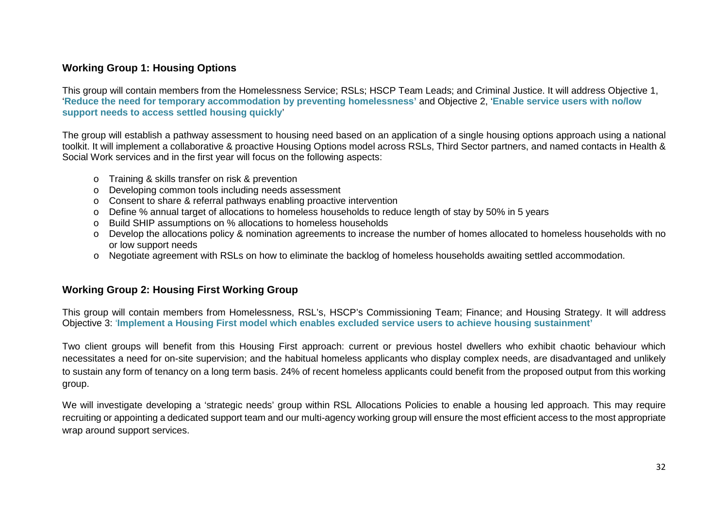### Working Group 1: Housing Options

This group will contain members from the Homelessness Service; RSLs; HSCP Team Leads; and Criminal Justice. It will address Objective 1, '**Reduce the need for temporary accommodation by preventing homelessness**' and Objective 2, '**Enable service users with no/low support needs to access settled housing quickly**'

The group will establish a pathway assessment to housing need based on an application of a single housing options approach using a national toolkit. It will implement a collaborative & proactive Housing Options model across RSLs, Third Sector partners, and named contacts in Health & Social Work services and in the first year will focus on the following aspects:

- Training & skills transfer on risk & prevention
- Developing common tools including needs assessment
- Consent to share & referral pathways enabling proactive intervention
- Define % annual target of allocations to homeless households to reduce length of stay by 50% in 5 years
- Build SHIP assumptions on % allocations to homeless households
- Develop the allocations policy & nomination agreements to increase the number of homes allocated to homeless households with no or low support needs
- Negotiate agreement with RSLs on how to eliminate the backlog of homeless households awaiting settled accommodation.

### Working Group 2: Housing First Working Group

This group will contain members from Homelessness, RSL's, HSCP's Commissioning Team; Finance; and Housing Strategy. It will address Objective 3: '**Implement a Housing First model which enables excluded service users to achieve housing sustainment**'

Two client groups will benefit from this Housing First approach: current or previous hostel dwellers who exhibit chaotic behaviour which necessitates a need for on-site supervision; and the habitual homeless applicants who display complex needs, are disadvantaged and unlikely to sustain any form of tenancy on a long term basis. 24% of recent homeless applicants could benefit from the proposed output from this working group.

We will investigate developing a 'strategic needs' group within RSL Allocations Policies to enable a housing led approach. This may require recruiting or appointing a dedicated support team and our multi-agency working group will ensure the most efficient access to the most appropriate wrap around support services.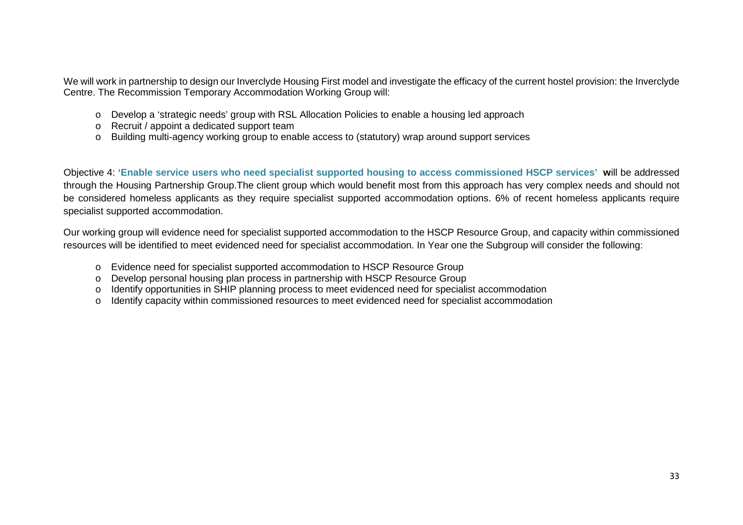We will work in partnership to design our Inverclyde Housing First model and investigate the efficacy of the current hostel provision: the Inverclyde Centre. The Recommission Temporary Accommodation Working Group will:

- Develop a 'strategic needs' group with RSL Allocation Policies to enable a housing led approach
- Recruit / appoint a dedicated support team
- Building multi-agency working group to enable access to (statutory) wrap around support services

Objective 4: **'Enable service users who need specialist supported housing to access commissioned HSCP services'** **w**ill be addressed through the Housing Partnership Group.The client group which would benefit most from this approach has very complex needs and should not be considered homeless applicants as they require specialist supported accommodation options. 6% of recent homeless applicants require specialist supported accommodation.

Our working group will evidence need for specialist supported accommodation to the HSCP Resource Group, and capacity within commissioned resources will be identified to meet evidenced need for specialist accommodation. In Year one the Subgroup will consider the following:

- Evidence need for specialist supported accommodation to HSCP Resource Group
- Develop personal housing plan process in partnership with HSCP Resource Group
- Identify opportunities in SHIP planning process to meet evidenced need for specialist accommodation
- Identify capacity within commissioned resources to meet evidenced need for specialist accommodation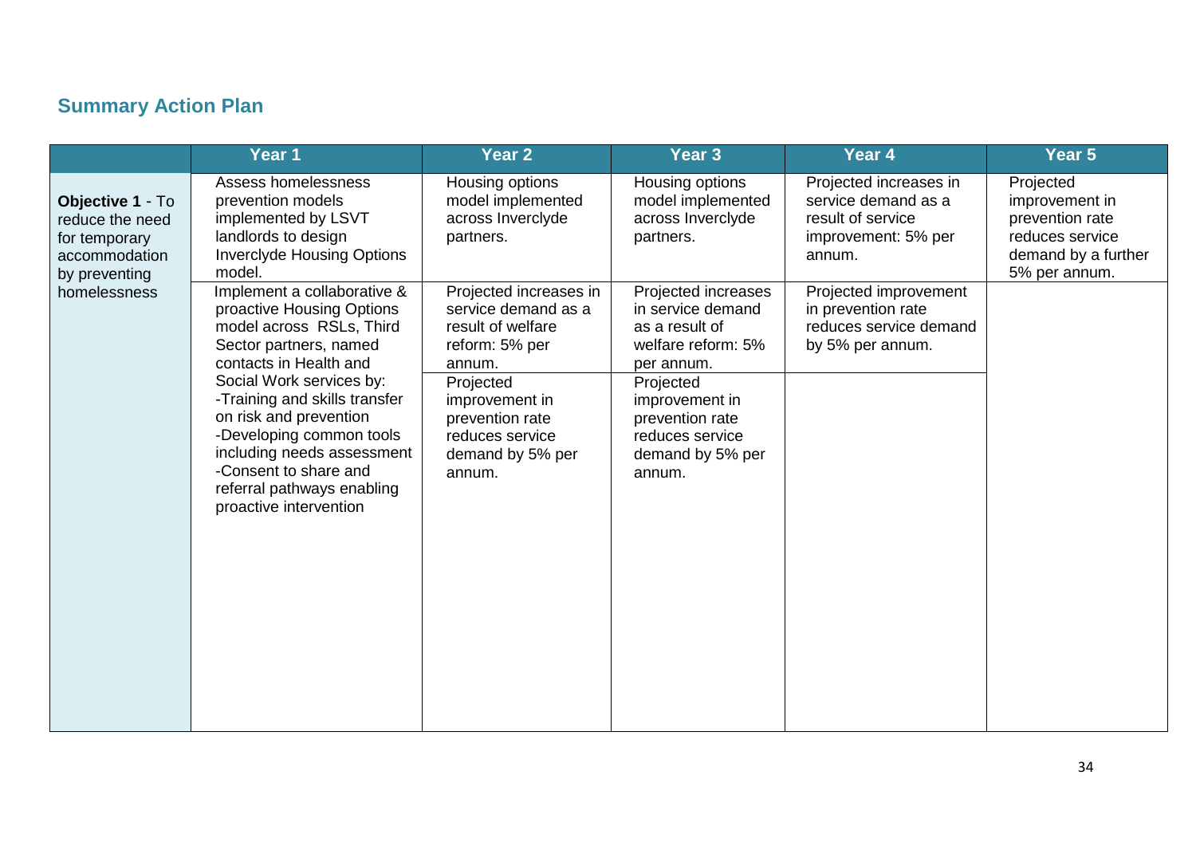## Summary Action Plan

| | Year 1 | Year 2 | Year 3 | Year 4 | Year 5 |
|---|---|---|---|---|---|
| **Objective 1** - To reduce the need for temporary accommodation by preventing homelessness | Assess homelessness prevention models implemented by LSVT landlords to design Inverclyde Housing Options model. | Housing options model implemented across Inverclyde partners. | Housing options model implemented across Inverclyde partners. | Projected increases in service demand as a result of service improvement: 5% per annum. | Projected improvement in prevention rate reduces service demand by a further 5% per annum. |
| | Implement a collaborative & proactive Housing Options model across RSLs, Third Sector partners, named contacts in Health and Social Work services by:<br>-Training and skills transfer on risk and prevention<br>-Developing common tools including needs assessment<br>-Consent to share and referral pathways enabling proactive intervention | Projected increases in service demand as a result of welfare reform: 5% per annum. | Projected increases in service demand as a result of welfare reform: 5% per annum. | Projected improvement in prevention rate reduces service demand by 5% per annum. | |
| | | Projected improvement in prevention rate reduces service demand by 5% per annum. | Projected improvement in prevention rate reduces service demand by 5% per annum. | | |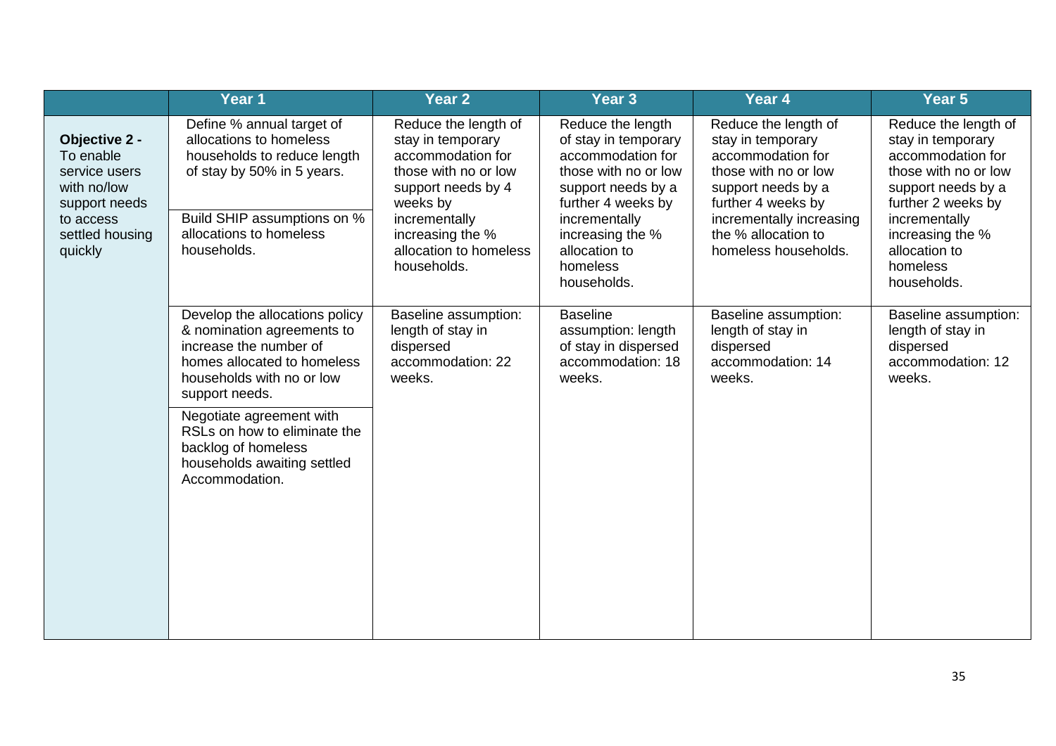| | Year 1 | Year 2 | Year 3 | Year 4 | Year 5 |
|---|---|---|---|---|---|
| **Objective 2 -** To enable service users with no/low support needs to access settled housing quickly | Define % annual target of allocations to homeless households to reduce length of stay by 50% in 5 years. | Reduce the length of stay in temporary accommodation for those with no or low support needs by 4 weeks by incrementally increasing the % allocation to homeless households. | Reduce the length of stay in temporary accommodation for those with no or low support needs by a further 4 weeks by incrementally increasing the % allocation to homeless households. | Reduce the length of stay in temporary accommodation for those with no or low support needs by a further 4 weeks by incrementally increasing the % allocation to homeless households. | Reduce the length of stay in temporary accommodation for those with no or low support needs by a further 2 weeks by incrementally increasing the % allocation to homeless households. |
| | Build SHIP assumptions on % allocations to homeless households. | | | | |
| | Develop the allocations policy & nomination agreements to increase the number of homes allocated to homeless households with no or low support needs. | Baseline assumption: length of stay in dispersed accommodation: 22 weeks. | Baseline assumption: length of stay in dispersed accommodation: 18 weeks. | Baseline assumption: length of stay in dispersed accommodation: 14 weeks. | Baseline assumption: length of stay in dispersed accommodation: 12 weeks. |
| | Negotiate agreement with RSLs on how to eliminate the backlog of homeless households awaiting settled Accommodation. | | | | |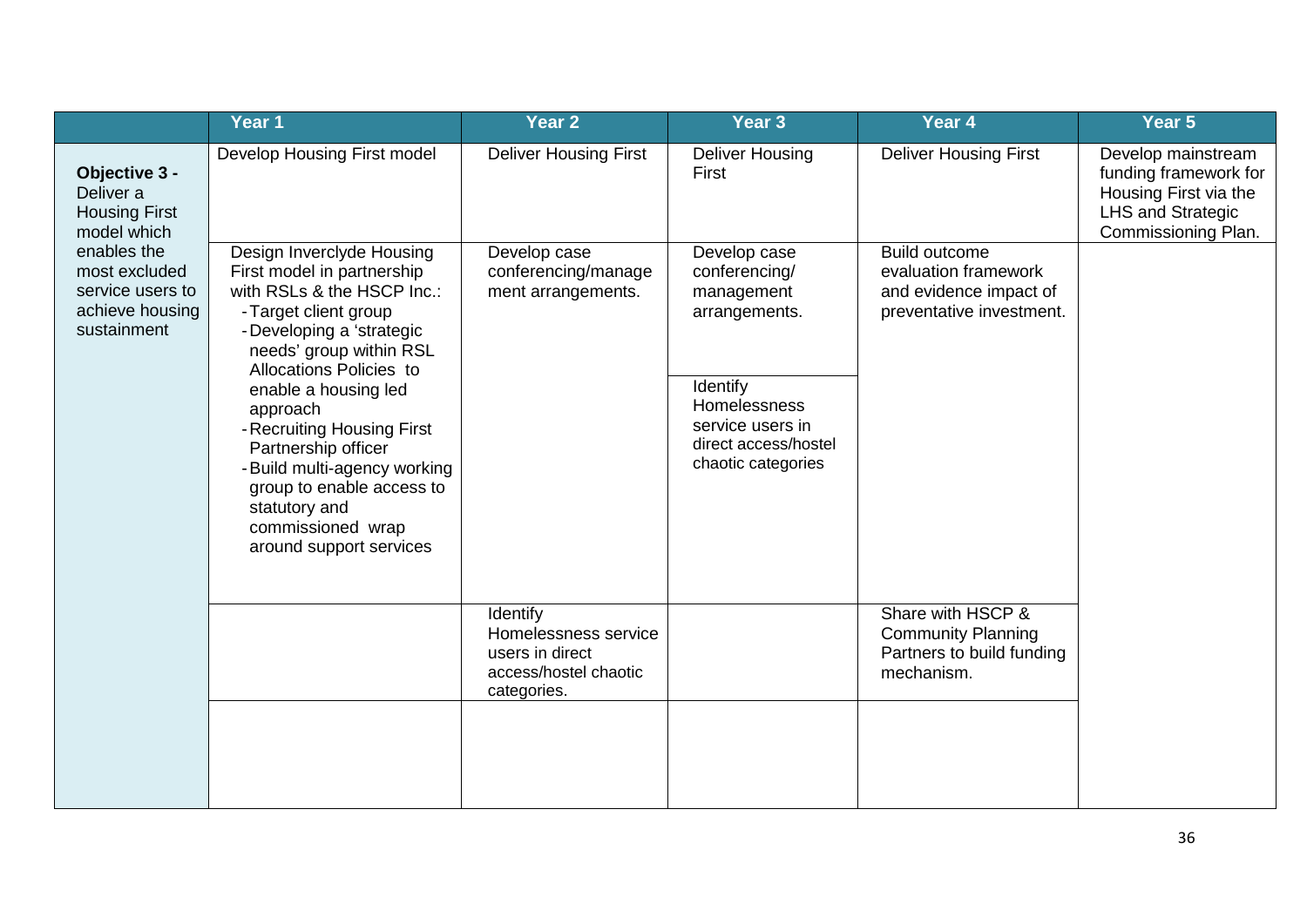| | Year 1 | Year 2 | Year 3 | Year 4 | Year 5 |
|---|---|---|---|---|---|
| **Objective 3 -** Deliver a Housing First model which enables the most excluded service users to achieve housing sustainment | Develop Housing First model | Deliver Housing First | Deliver Housing First | Deliver Housing First | Develop mainstream funding framework for Housing First via the LHS and Strategic Commissioning Plan. |
| | Design Inverclyde Housing First model in partnership with RSLs & the HSCP Inc.:<br>- Target client group<br>- Developing a 'strategic needs' group within RSL Allocations Policies to enable a housing led approach<br>- Recruiting Housing First Partnership officer<br>- Build multi-agency working group to enable access to statutory and commissioned wrap around support services | Develop case conferencing/management arrangements. | Develop case conferencing/ management arrangements. | Build outcome evaluation framework and evidence impact of preventative investment. | |
| | | | Identify Homelessness service users in direct access/hostel chaotic categories | | |
| | | Identify Homelessness service users in direct access/hostel chaotic categories. | | Share with HSCP & Community Planning Partners to build funding mechanism. | |
| | | | | | |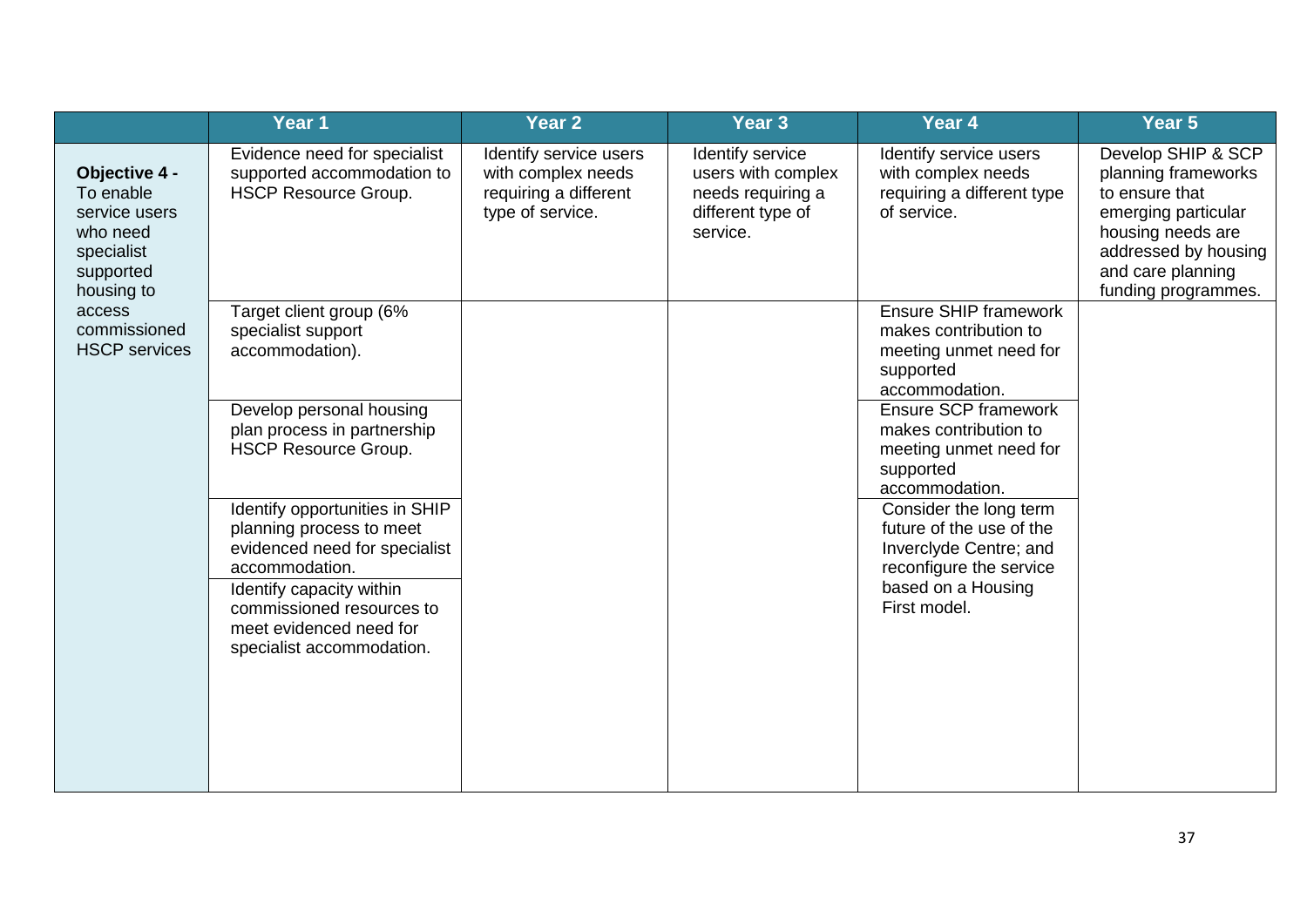| | Year 1 | Year 2 | Year 3 | Year 4 | Year 5 |
|---|---|---|---|---|---|
| **Objective 4 -** To enable service users who need specialist supported housing to access commissioned HSCP services | Evidence need for specialist supported accommodation to HSCP Resource Group. | Identify service users with complex needs requiring a different type of service. | Identify service users with complex needs requiring a different type of service. | Identify service users with complex needs requiring a different type of service. | Develop SHIP & SCP planning frameworks to ensure that emerging particular housing needs are addressed by housing and care planning funding programmes. |
| | Target client group (6% specialist support accommodation). | | | Ensure SHIP framework makes contribution to meeting unmet need for supported accommodation. | |
| | Develop personal housing plan process in partnership HSCP Resource Group. | | | Ensure SCP framework makes contribution to meeting unmet need for supported accommodation. | |
| | Identify opportunities in SHIP planning process to meet evidenced need for specialist accommodation. | | | Consider the long term future of the use of the Inverclyde Centre; and reconfigure the service based on a Housing First model. | |
| | Identify capacity within commissioned resources to meet evidenced need for specialist accommodation. | | | | |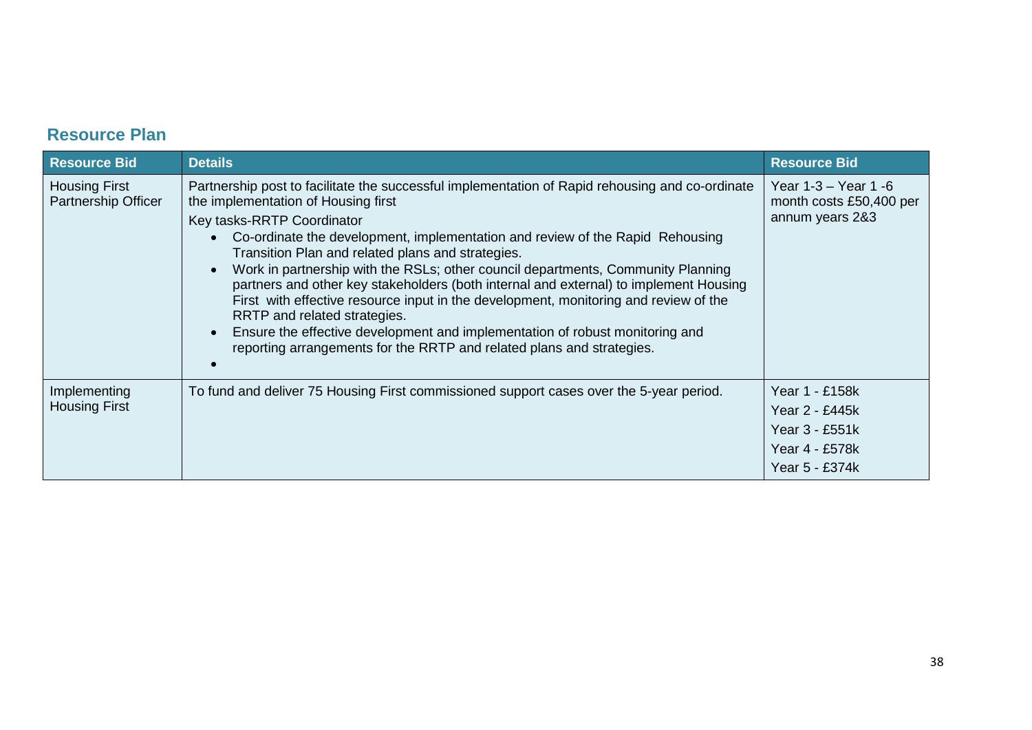## Resource Plan

| Resource Bid | Details | Resource Bid |
|---|---|---|
| Housing First Partnership Officer | Partnership post to facilitate the successful implementation of Rapid rehousing and co-ordinate the implementation of Housing first<br>Key tasks-RRTP Coordinator<br>• Co-ordinate the development, implementation and review of the Rapid Rehousing Transition Plan and related plans and strategies.<br>• Work in partnership with the RSLs; other council departments, Community Planning partners and other key stakeholders (both internal and external) to implement Housing First with effective resource input in the development, monitoring and review of the RRTP and related strategies.<br>• Ensure the effective development and implementation of robust monitoring and reporting arrangements for the RRTP and related plans and strategies.<br>• | Year 1-3 – Year 1 -6 month costs £50,400 per annum years 2&3 |
| Implementing Housing First | To fund and deliver 75 Housing First commissioned support cases over the 5-year period. | Year 1 - £158k<br>Year 2 - £445k<br>Year 3 - £551k<br>Year 4 - £578k<br>Year 5 - £374k |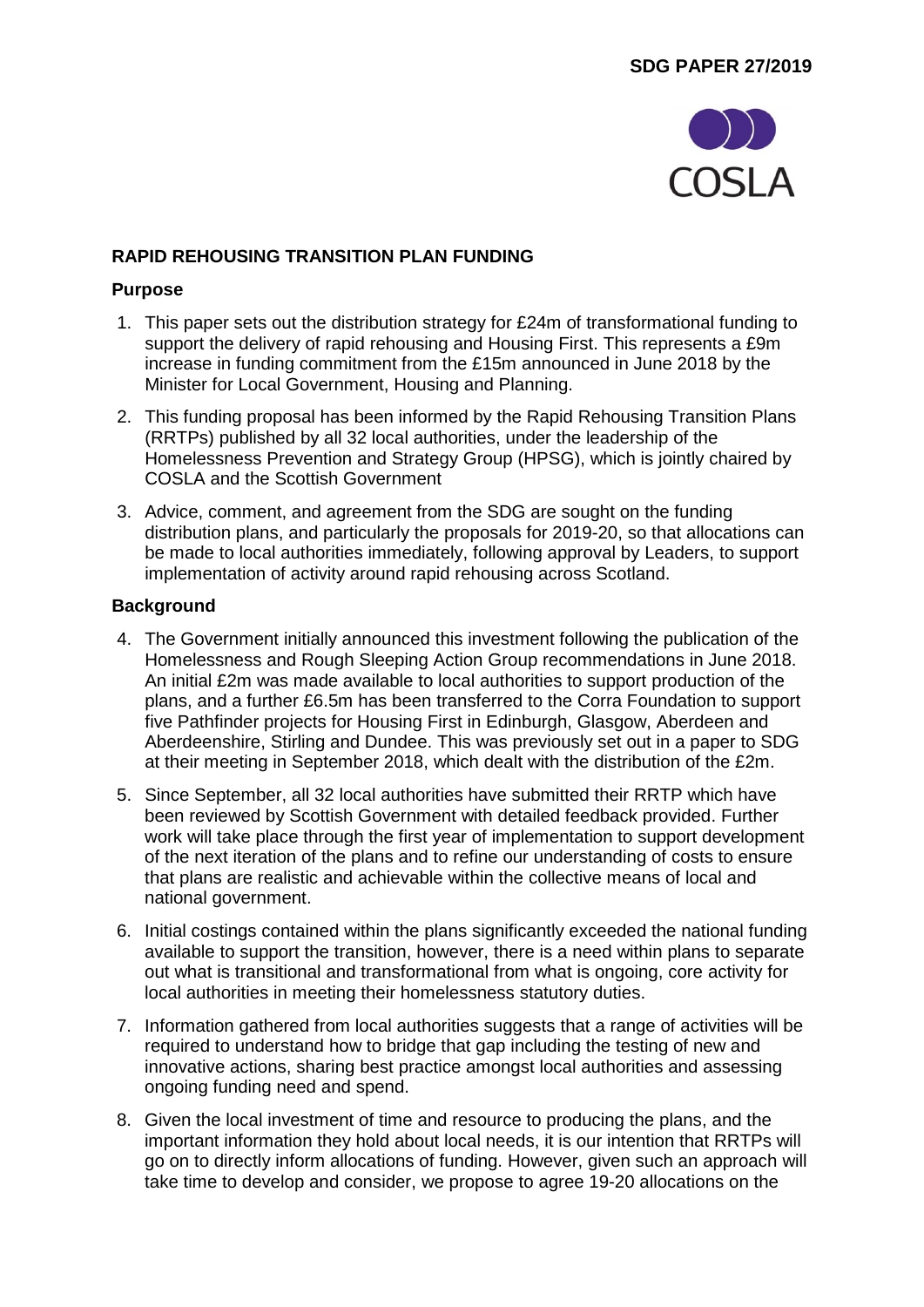**SDG PAPER 27/2019**

COSLA

## RAPID REHOUSING TRANSITION PLAN FUNDING

### Purpose

1. This paper sets out the distribution strategy for £24m of transformational funding to support the delivery of rapid rehousing and Housing First. This represents a £9m increase in funding commitment from the £15m announced in June 2018 by the Minister for Local Government, Housing and Planning.
2. This funding proposal has been informed by the Rapid Rehousing Transition Plans (RRTPs) published by all 32 local authorities, under the leadership of the Homelessness Prevention and Strategy Group (HPSG), which is jointly chaired by COSLA and the Scottish Government
3. Advice, comment, and agreement from the SDG are sought on the funding distribution plans, and particularly the proposals for 2019-20, so that allocations can be made to local authorities immediately, following approval by Leaders, to support implementation of activity around rapid rehousing across Scotland.

### Background

4. The Government initially announced this investment following the publication of the Homelessness and Rough Sleeping Action Group recommendations in June 2018. An initial £2m was made available to local authorities to support production of the plans, and a further £6.5m has been transferred to the Corra Foundation to support five Pathfinder projects for Housing First in Edinburgh, Glasgow, Aberdeen and Aberdeenshire, Stirling and Dundee. This was previously set out in a paper to SDG at their meeting in September 2018, which dealt with the distribution of the £2m.
5. Since September, all 32 local authorities have submitted their RRTP which have been reviewed by Scottish Government with detailed feedback provided. Further work will take place through the first year of implementation to support development of the next iteration of the plans and to refine our understanding of costs to ensure that plans are realistic and achievable within the collective means of local and national government.
6. Initial costings contained within the plans significantly exceeded the national funding available to support the transition, however, there is a need within plans to separate out what is transitional and transformational from what is ongoing, core activity for local authorities in meeting their homelessness statutory duties.
7. Information gathered from local authorities suggests that a range of activities will be required to understand how to bridge that gap including the testing of new and innovative actions, sharing best practice amongst local authorities and assessing ongoing funding need and spend.
8. Given the local investment of time and resource to producing the plans, and the important information they hold about local needs, it is our intention that RRTPs will go on to directly inform allocations of funding. However, given such an approach will take time to develop and consider, we propose to agree 19-20 allocations on the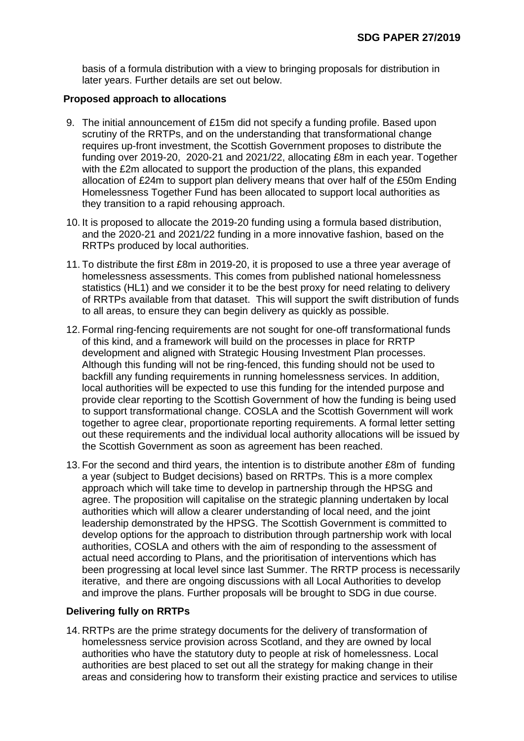basis of a formula distribution with a view to bringing proposals for distribution in later years. Further details are set out below.

**Proposed approach to allocations**

9. The initial announcement of £15m did not specify a funding profile. Based upon scrutiny of the RRTPs, and on the understanding that transformational change requires up-front investment, the Scottish Government proposes to distribute the funding over 2019-20, 2020-21 and 2021/22, allocating £8m in each year. Together with the £2m allocated to support the production of the plans, this expanded allocation of £24m to support plan delivery means that over half of the £50m Ending Homelessness Together Fund has been allocated to support local authorities as they transition to a rapid rehousing approach.

10. It is proposed to allocate the 2019-20 funding using a formula based distribution, and the 2020-21 and 2021/22 funding in a more innovative fashion, based on the RRTPs produced by local authorities.

11. To distribute the first £8m in 2019-20, it is proposed to use a three year average of homelessness assessments. This comes from published national homelessness statistics (HL1) and we consider it to be the best proxy for need relating to delivery of RRTPs available from that dataset. This will support the swift distribution of funds to all areas, to ensure they can begin delivery as quickly as possible.

12. Formal ring-fencing requirements are not sought for one-off transformational funds of this kind, and a framework will build on the processes in place for RRTP development and aligned with Strategic Housing Investment Plan processes. Although this funding will not be ring-fenced, this funding should not be used to backfill any funding requirements in running homelessness services. In addition, local authorities will be expected to use this funding for the intended purpose and provide clear reporting to the Scottish Government of how the funding is being used to support transformational change. COSLA and the Scottish Government will work together to agree clear, proportionate reporting requirements. A formal letter setting out these requirements and the individual local authority allocations will be issued by the Scottish Government as soon as agreement has been reached.

13. For the second and third years, the intention is to distribute another £8m of funding a year (subject to Budget decisions) based on RRTPs. This is a more complex approach which will take time to develop in partnership through the HPSG and agree. The proposition will capitalise on the strategic planning undertaken by local authorities which will allow a clearer understanding of local need, and the joint leadership demonstrated by the HPSG. The Scottish Government is committed to develop options for the approach to distribution through partnership work with local authorities, COSLA and others with the aim of responding to the assessment of actual need according to Plans, and the prioritisation of interventions which has been progressing at local level since last Summer. The RRTP process is necessarily iterative, and there are ongoing discussions with all Local Authorities to develop and improve the plans. Further proposals will be brought to SDG in due course.

**Delivering fully on RRTPs**

14. RRTPs are the prime strategy documents for the delivery of transformation of homelessness service provision across Scotland, and they are owned by local authorities who have the statutory duty to people at risk of homelessness. Local authorities are best placed to set out all the strategy for making change in their areas and considering how to transform their existing practice and services to utilise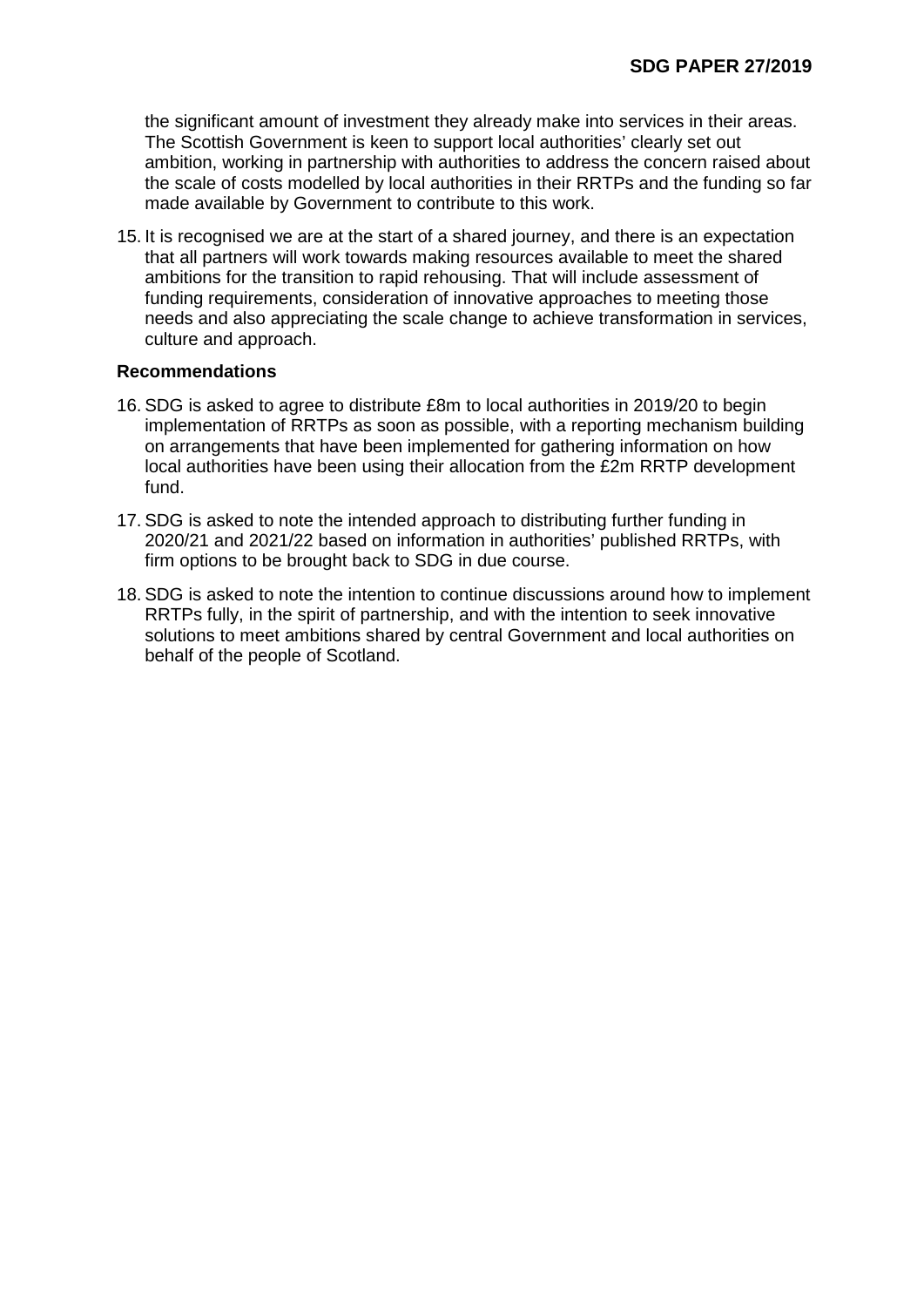the significant amount of investment they already make into services in their areas. The Scottish Government is keen to support local authorities' clearly set out ambition, working in partnership with authorities to address the concern raised about the scale of costs modelled by local authorities in their RRTPs and the funding so far made available by Government to contribute to this work.

15. It is recognised we are at the start of a shared journey, and there is an expectation that all partners will work towards making resources available to meet the shared ambitions for the transition to rapid rehousing. That will include assessment of funding requirements, consideration of innovative approaches to meeting those needs and also appreciating the scale change to achieve transformation in services, culture and approach.

**Recommendations**

16. SDG is asked to agree to distribute £8m to local authorities in 2019/20 to begin implementation of RRTPs as soon as possible, with a reporting mechanism building on arrangements that have been implemented for gathering information on how local authorities have been using their allocation from the £2m RRTP development fund.

17. SDG is asked to note the intended approach to distributing further funding in 2020/21 and 2021/22 based on information in authorities' published RRTPs, with firm options to be brought back to SDG in due course.

18. SDG is asked to note the intention to continue discussions around how to implement RRTPs fully, in the spirit of partnership, and with the intention to seek innovative solutions to meet ambitions shared by central Government and local authorities on behalf of the people of Scotland.